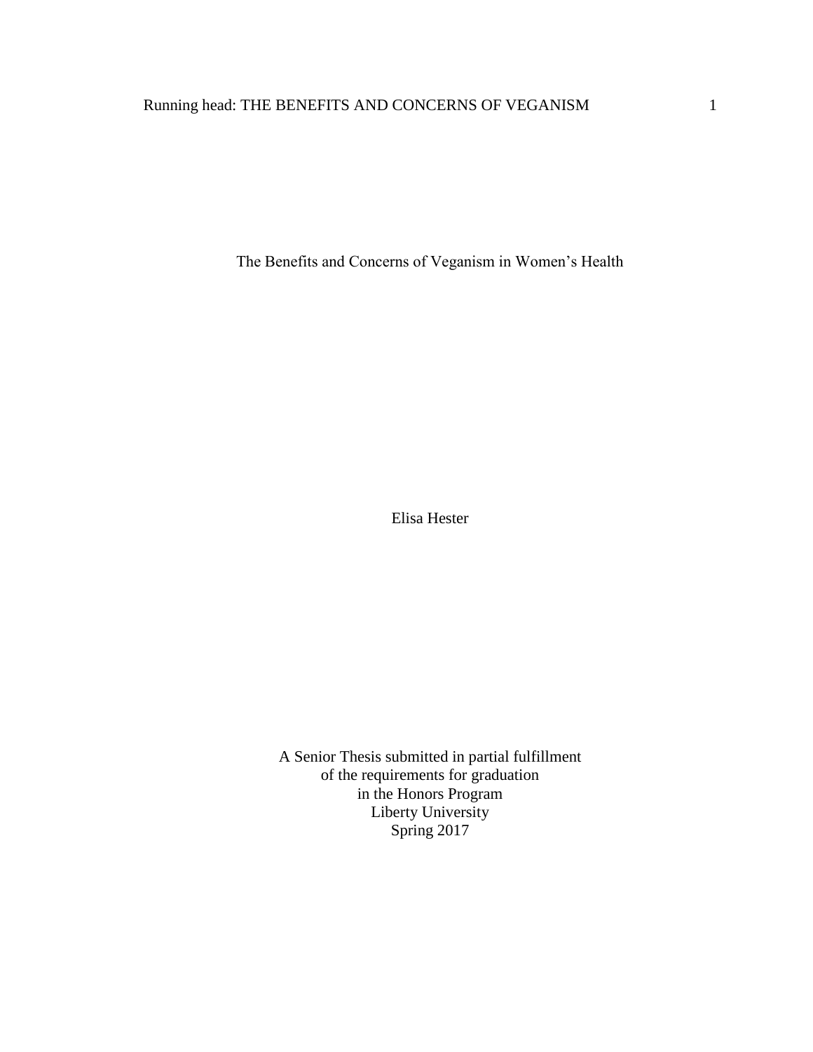# The Benefits and Concerns of Veganism in Women's Health

Elisa Hester

A Senior Thesis submitted in partial fulfillment
of the requirements for graduation
in the Honors Program
Liberty University
Spring 2017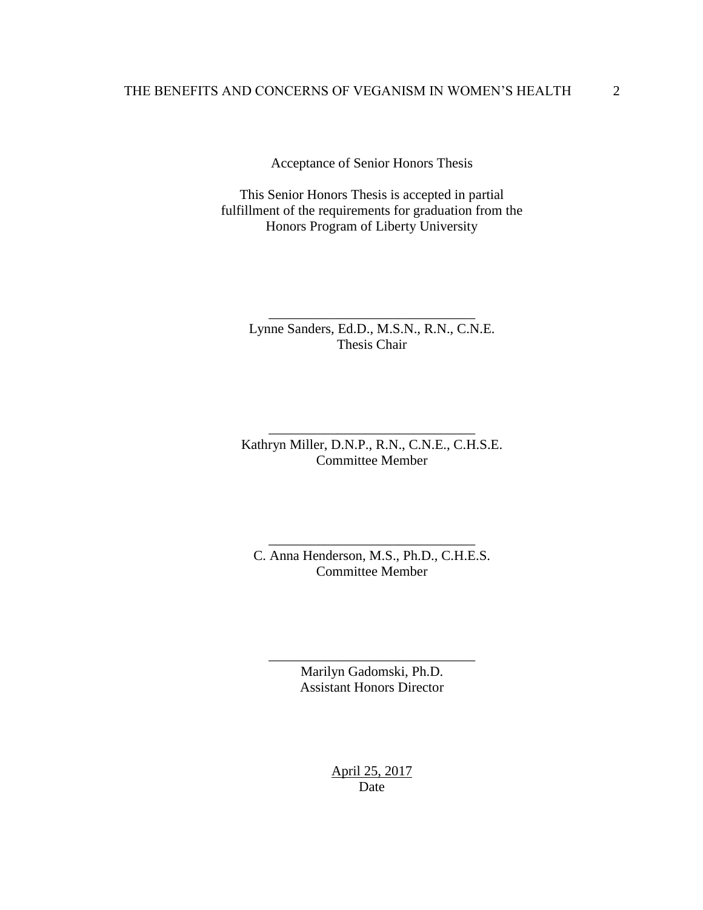Acceptance of Senior Honors Thesis

This Senior Honors Thesis is accepted in partial fulfillment of the requirements for graduation from the Honors Program of Liberty University

______________________________
Lynne Sanders, Ed.D., M.S.N., R.N., C.N.E.
Thesis Chair

______________________________
Kathryn Miller, D.N.P., R.N., C.N.E., C.H.S.E.
Committee Member

______________________________
C. Anna Henderson, M.S., Ph.D., C.H.E.S.
Committee Member

______________________________
Marilyn Gadomski, Ph.D.
Assistant Honors Director

April 25, 2017
Date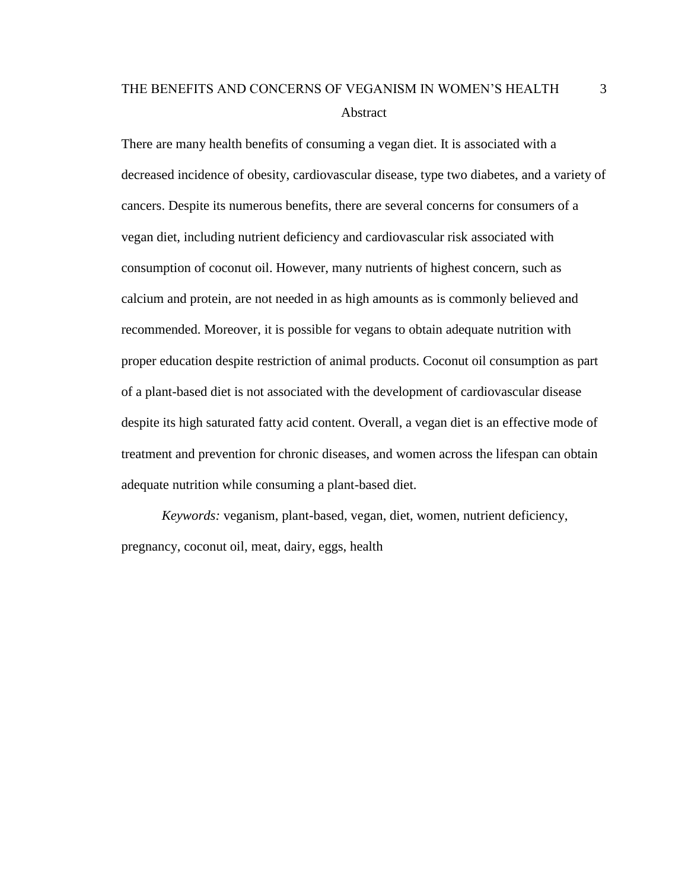# Abstract

There are many health benefits of consuming a vegan diet. It is associated with a decreased incidence of obesity, cardiovascular disease, type two diabetes, and a variety of cancers. Despite its numerous benefits, there are several concerns for consumers of a vegan diet, including nutrient deficiency and cardiovascular risk associated with consumption of coconut oil. However, many nutrients of highest concern, such as calcium and protein, are not needed in as high amounts as is commonly believed and recommended. Moreover, it is possible for vegans to obtain adequate nutrition with proper education despite restriction of animal products. Coconut oil consumption as part of a plant-based diet is not associated with the development of cardiovascular disease despite its high saturated fatty acid content. Overall, a vegan diet is an effective mode of treatment and prevention for chronic diseases, and women across the lifespan can obtain adequate nutrition while consuming a plant-based diet.

*Keywords:* veganism, plant-based, vegan, diet, women, nutrient deficiency, pregnancy, coconut oil, meat, dairy, eggs, health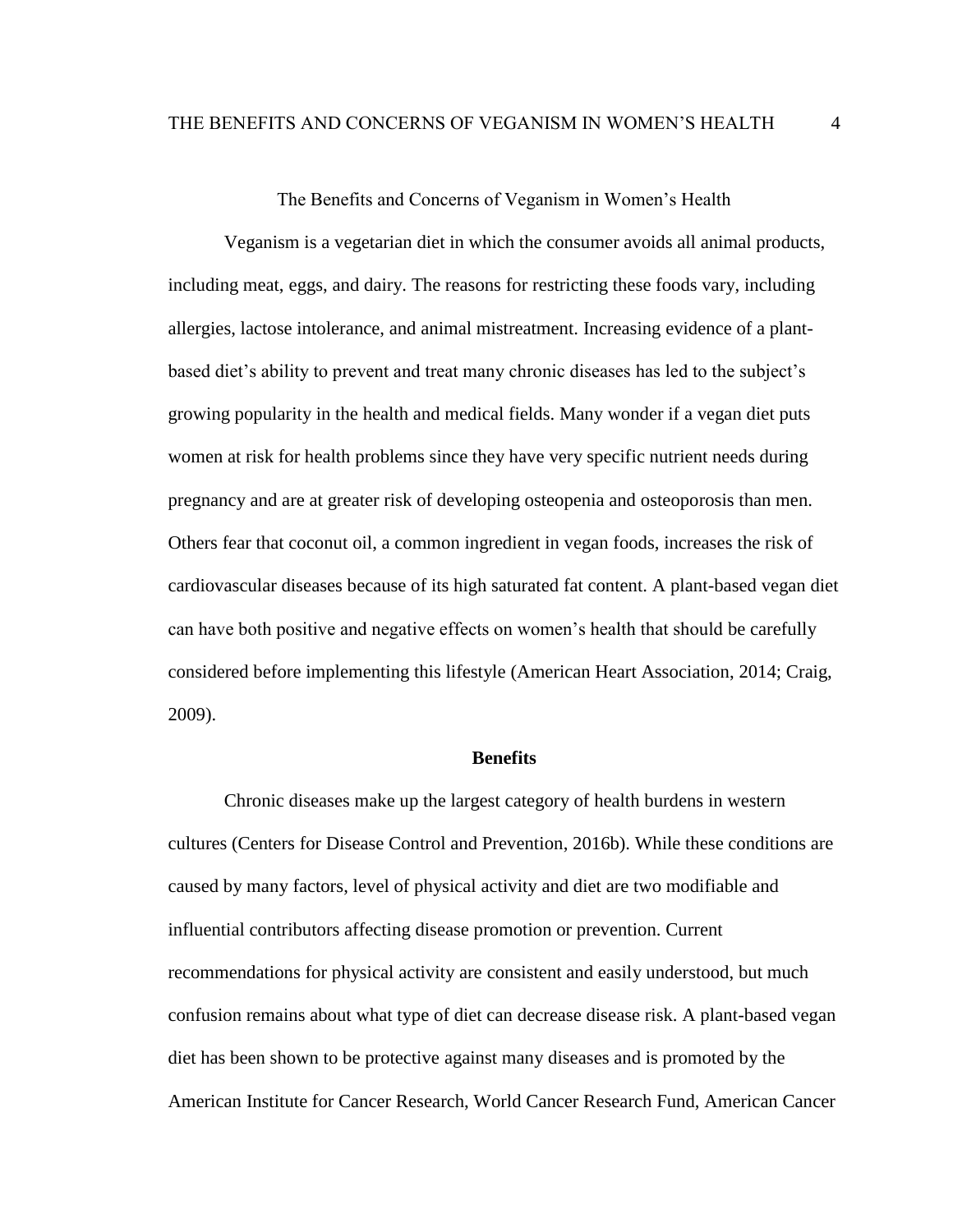The Benefits and Concerns of Veganism in Women's Health

Veganism is a vegetarian diet in which the consumer avoids all animal products, including meat, eggs, and dairy. The reasons for restricting these foods vary, including allergies, lactose intolerance, and animal mistreatment. Increasing evidence of a plant-based diet's ability to prevent and treat many chronic diseases has led to the subject's growing popularity in the health and medical fields. Many wonder if a vegan diet puts women at risk for health problems since they have very specific nutrient needs during pregnancy and are at greater risk of developing osteopenia and osteoporosis than men. Others fear that coconut oil, a common ingredient in vegan foods, increases the risk of cardiovascular diseases because of its high saturated fat content. A plant-based vegan diet can have both positive and negative effects on women's health that should be carefully considered before implementing this lifestyle (American Heart Association, 2014; Craig, 2009).

## Benefits

Chronic diseases make up the largest category of health burdens in western cultures (Centers for Disease Control and Prevention, 2016b). While these conditions are caused by many factors, level of physical activity and diet are two modifiable and influential contributors affecting disease promotion or prevention. Current recommendations for physical activity are consistent and easily understood, but much confusion remains about what type of diet can decrease disease risk. A plant-based vegan diet has been shown to be protective against many diseases and is promoted by the American Institute for Cancer Research, World Cancer Research Fund, American Cancer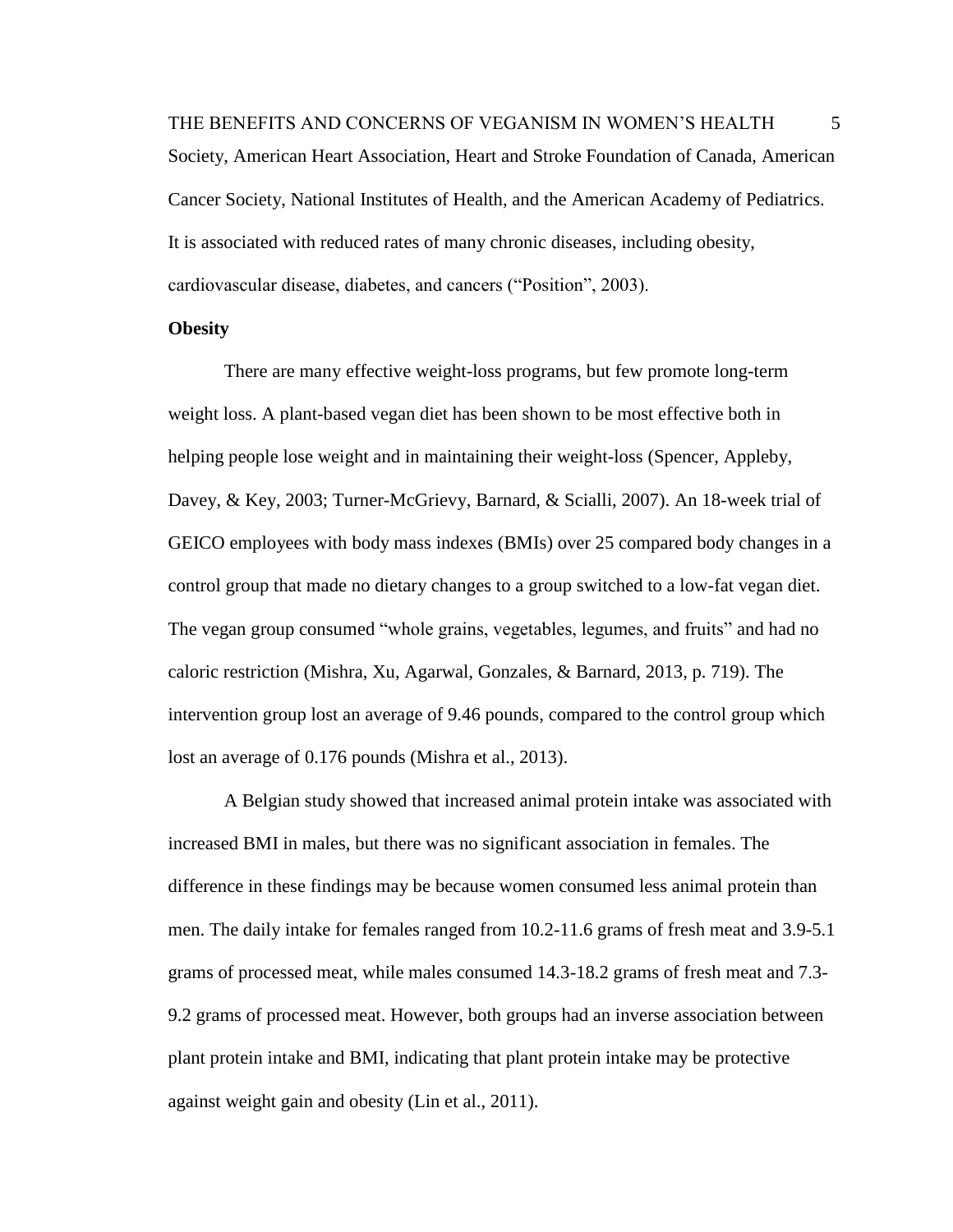Society, American Heart Association, Heart and Stroke Foundation of Canada, American Cancer Society, National Institutes of Health, and the American Academy of Pediatrics. It is associated with reduced rates of many chronic diseases, including obesity, cardiovascular disease, diabetes, and cancers ("Position", 2003).

**Obesity**

There are many effective weight-loss programs, but few promote long-term weight loss. A plant-based vegan diet has been shown to be most effective both in helping people lose weight and in maintaining their weight-loss (Spencer, Appleby, Davey, & Key, 2003; Turner-McGrievy, Barnard, & Scialli, 2007). An 18-week trial of GEICO employees with body mass indexes (BMIs) over 25 compared body changes in a control group that made no dietary changes to a group switched to a low-fat vegan diet. The vegan group consumed "whole grains, vegetables, legumes, and fruits" and had no caloric restriction (Mishra, Xu, Agarwal, Gonzales, & Barnard, 2013, p. 719). The intervention group lost an average of 9.46 pounds, compared to the control group which lost an average of 0.176 pounds (Mishra et al., 2013).

A Belgian study showed that increased animal protein intake was associated with increased BMI in males, but there was no significant association in females. The difference in these findings may be because women consumed less animal protein than men. The daily intake for females ranged from 10.2-11.6 grams of fresh meat and 3.9-5.1 grams of processed meat, while males consumed 14.3-18.2 grams of fresh meat and 7.3-9.2 grams of processed meat. However, both groups had an inverse association between plant protein intake and BMI, indicating that plant protein intake may be protective against weight gain and obesity (Lin et al., 2011).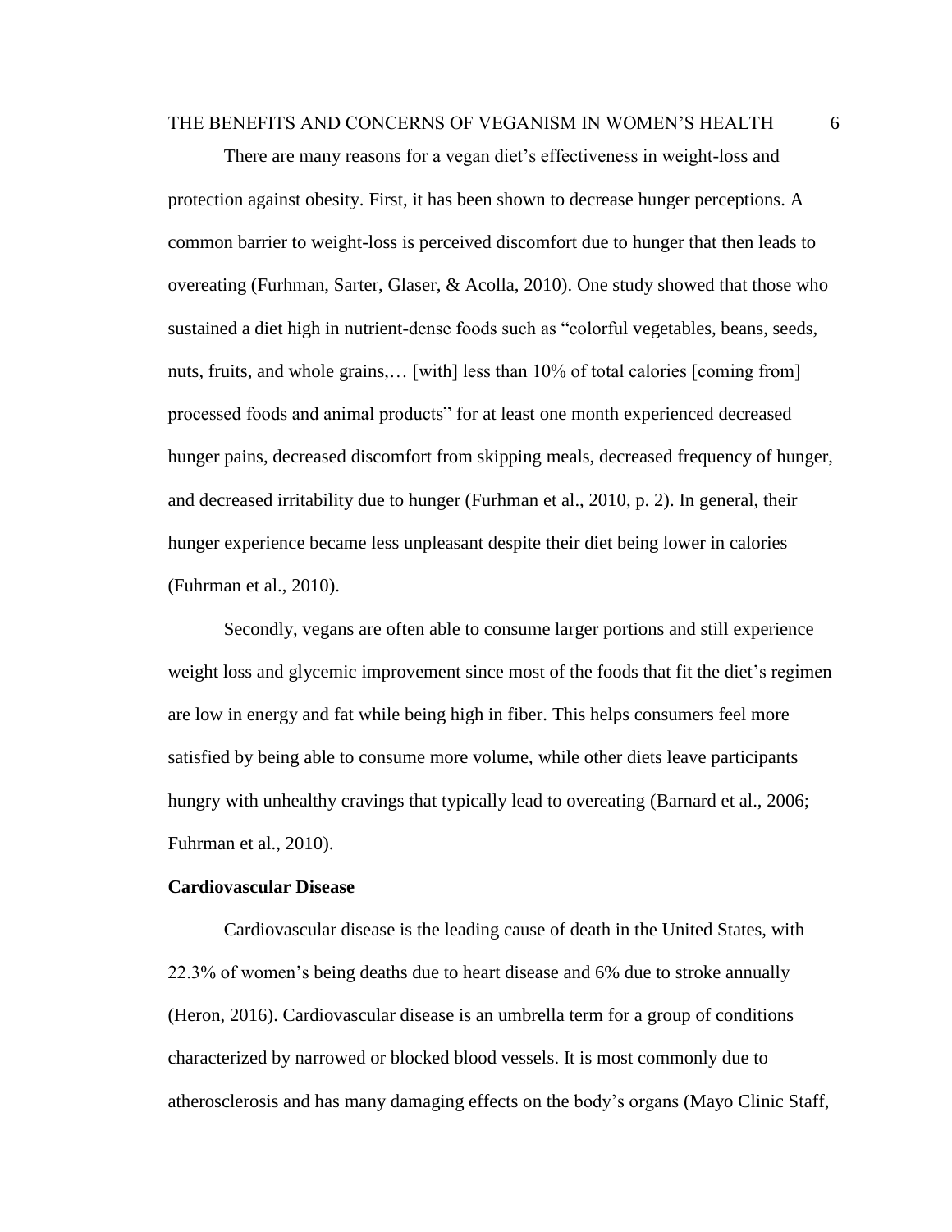There are many reasons for a vegan diet's effectiveness in weight-loss and protection against obesity. First, it has been shown to decrease hunger perceptions. A common barrier to weight-loss is perceived discomfort due to hunger that then leads to overeating (Furhman, Sarter, Glaser, & Acolla, 2010). One study showed that those who sustained a diet high in nutrient-dense foods such as "colorful vegetables, beans, seeds, nuts, fruits, and whole grains,… [with] less than 10% of total calories [coming from] processed foods and animal products" for at least one month experienced decreased hunger pains, decreased discomfort from skipping meals, decreased frequency of hunger, and decreased irritability due to hunger (Furhman et al., 2010, p. 2). In general, their hunger experience became less unpleasant despite their diet being lower in calories (Fuhrman et al., 2010).

Secondly, vegans are often able to consume larger portions and still experience weight loss and glycemic improvement since most of the foods that fit the diet's regimen are low in energy and fat while being high in fiber. This helps consumers feel more satisfied by being able to consume more volume, while other diets leave participants hungry with unhealthy cravings that typically lead to overeating (Barnard et al., 2006; Fuhrman et al., 2010).

**Cardiovascular Disease**

Cardiovascular disease is the leading cause of death in the United States, with 22.3% of women's being deaths due to heart disease and 6% due to stroke annually (Heron, 2016). Cardiovascular disease is an umbrella term for a group of conditions characterized by narrowed or blocked blood vessels. It is most commonly due to atherosclerosis and has many damaging effects on the body's organs (Mayo Clinic Staff,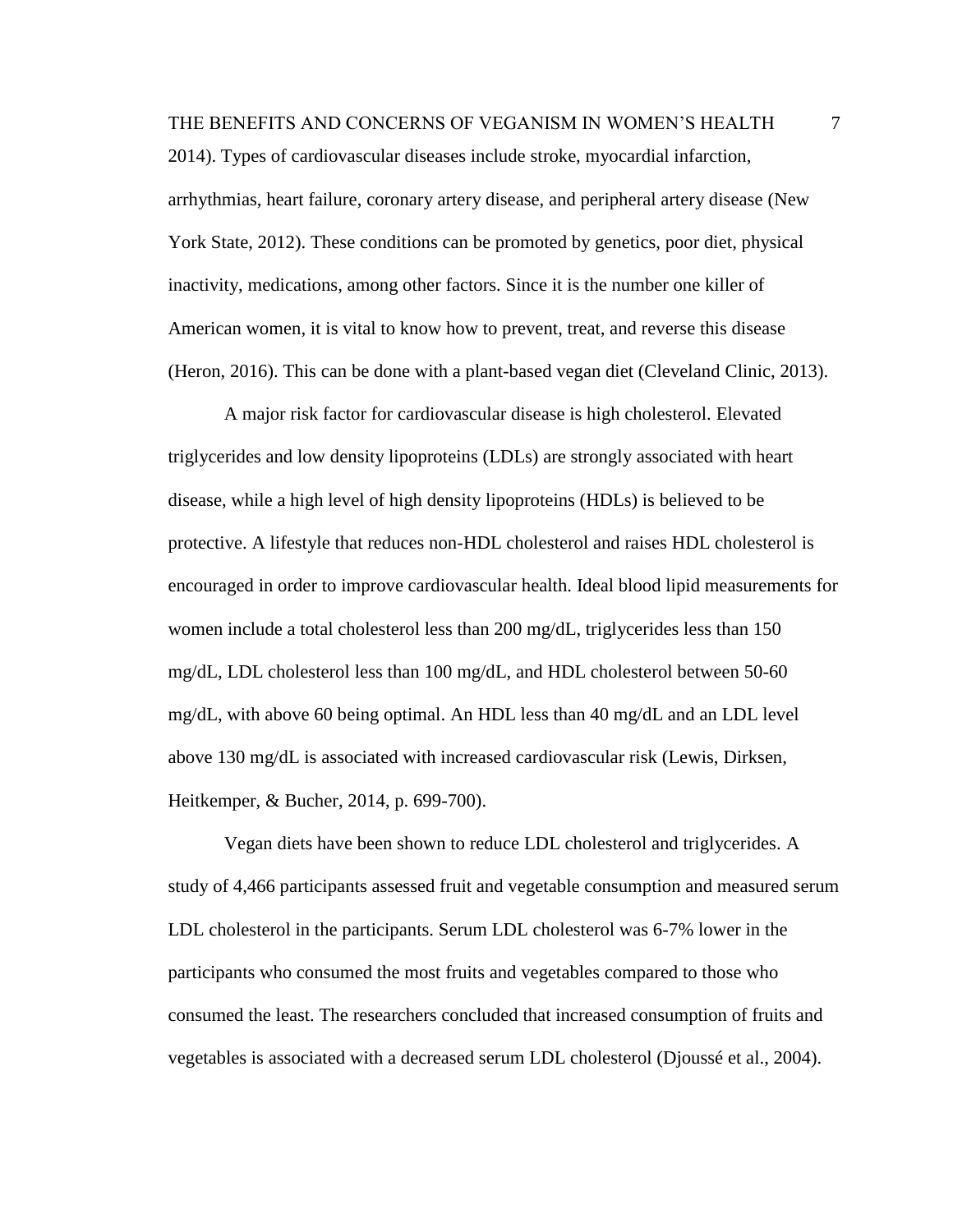2014). Types of cardiovascular diseases include stroke, myocardial infarction, arrhythmias, heart failure, coronary artery disease, and peripheral artery disease (New York State, 2012). These conditions can be promoted by genetics, poor diet, physical inactivity, medications, among other factors. Since it is the number one killer of American women, it is vital to know how to prevent, treat, and reverse this disease (Heron, 2016). This can be done with a plant-based vegan diet (Cleveland Clinic, 2013).

A major risk factor for cardiovascular disease is high cholesterol. Elevated triglycerides and low density lipoproteins (LDLs) are strongly associated with heart disease, while a high level of high density lipoproteins (HDLs) is believed to be protective. A lifestyle that reduces non-HDL cholesterol and raises HDL cholesterol is encouraged in order to improve cardiovascular health. Ideal blood lipid measurements for women include a total cholesterol less than 200 mg/dL, triglycerides less than 150 mg/dL, LDL cholesterol less than 100 mg/dL, and HDL cholesterol between 50-60 mg/dL, with above 60 being optimal. An HDL less than 40 mg/dL and an LDL level above 130 mg/dL is associated with increased cardiovascular risk (Lewis, Dirksen, Heitkemper, & Bucher, 2014, p. 699-700).

Vegan diets have been shown to reduce LDL cholesterol and triglycerides. A study of 4,466 participants assessed fruit and vegetable consumption and measured serum LDL cholesterol in the participants. Serum LDL cholesterol was 6-7% lower in the participants who consumed the most fruits and vegetables compared to those who consumed the least. The researchers concluded that increased consumption of fruits and vegetables is associated with a decreased serum LDL cholesterol (Djoussé et al., 2004).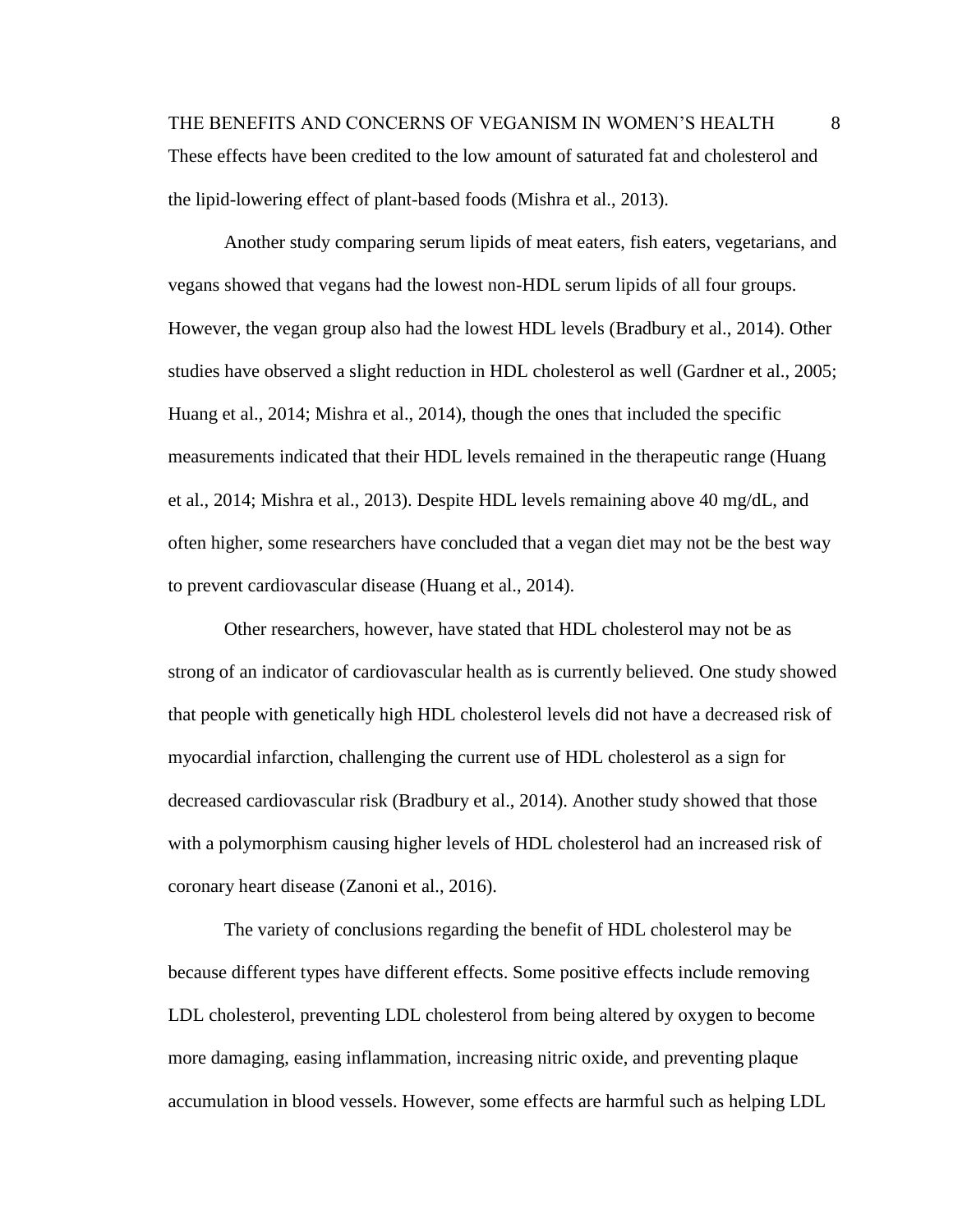These effects have been credited to the low amount of saturated fat and cholesterol and the lipid-lowering effect of plant-based foods (Mishra et al., 2013).

Another study comparing serum lipids of meat eaters, fish eaters, vegetarians, and vegans showed that vegans had the lowest non-HDL serum lipids of all four groups. However, the vegan group also had the lowest HDL levels (Bradbury et al., 2014). Other studies have observed a slight reduction in HDL cholesterol as well (Gardner et al., 2005; Huang et al., 2014; Mishra et al., 2014), though the ones that included the specific measurements indicated that their HDL levels remained in the therapeutic range (Huang et al., 2014; Mishra et al., 2013). Despite HDL levels remaining above 40 mg/dL, and often higher, some researchers have concluded that a vegan diet may not be the best way to prevent cardiovascular disease (Huang et al., 2014).

Other researchers, however, have stated that HDL cholesterol may not be as strong of an indicator of cardiovascular health as is currently believed. One study showed that people with genetically high HDL cholesterol levels did not have a decreased risk of myocardial infarction, challenging the current use of HDL cholesterol as a sign for decreased cardiovascular risk (Bradbury et al., 2014). Another study showed that those with a polymorphism causing higher levels of HDL cholesterol had an increased risk of coronary heart disease (Zanoni et al., 2016).

The variety of conclusions regarding the benefit of HDL cholesterol may be because different types have different effects. Some positive effects include removing LDL cholesterol, preventing LDL cholesterol from being altered by oxygen to become more damaging, easing inflammation, increasing nitric oxide, and preventing plaque accumulation in blood vessels. However, some effects are harmful such as helping LDL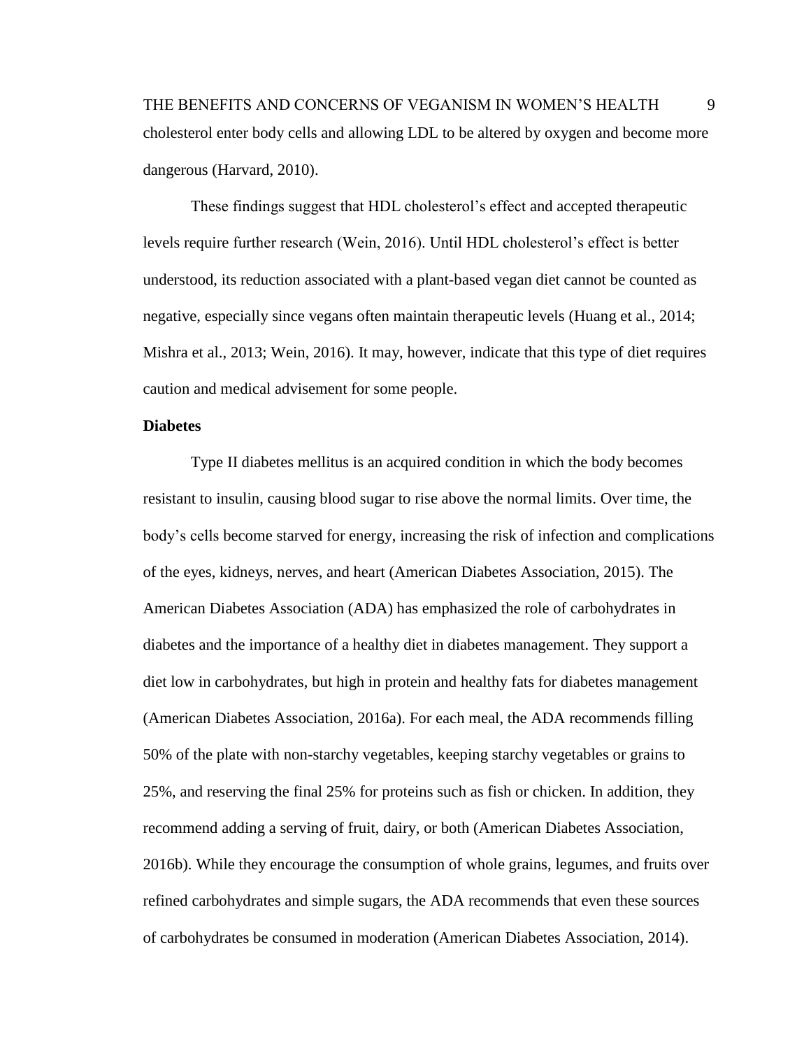cholesterol enter body cells and allowing LDL to be altered by oxygen and become more dangerous (Harvard, 2010).

These findings suggest that HDL cholesterol's effect and accepted therapeutic levels require further research (Wein, 2016). Until HDL cholesterol's effect is better understood, its reduction associated with a plant-based vegan diet cannot be counted as negative, especially since vegans often maintain therapeutic levels (Huang et al., 2014; Mishra et al., 2013; Wein, 2016). It may, however, indicate that this type of diet requires caution and medical advisement for some people.

**Diabetes**

Type II diabetes mellitus is an acquired condition in which the body becomes resistant to insulin, causing blood sugar to rise above the normal limits. Over time, the body's cells become starved for energy, increasing the risk of infection and complications of the eyes, kidneys, nerves, and heart (American Diabetes Association, 2015). The American Diabetes Association (ADA) has emphasized the role of carbohydrates in diabetes and the importance of a healthy diet in diabetes management. They support a diet low in carbohydrates, but high in protein and healthy fats for diabetes management (American Diabetes Association, 2016a). For each meal, the ADA recommends filling 50% of the plate with non-starchy vegetables, keeping starchy vegetables or grains to 25%, and reserving the final 25% for proteins such as fish or chicken. In addition, they recommend adding a serving of fruit, dairy, or both (American Diabetes Association, 2016b). While they encourage the consumption of whole grains, legumes, and fruits over refined carbohydrates and simple sugars, the ADA recommends that even these sources of carbohydrates be consumed in moderation (American Diabetes Association, 2014).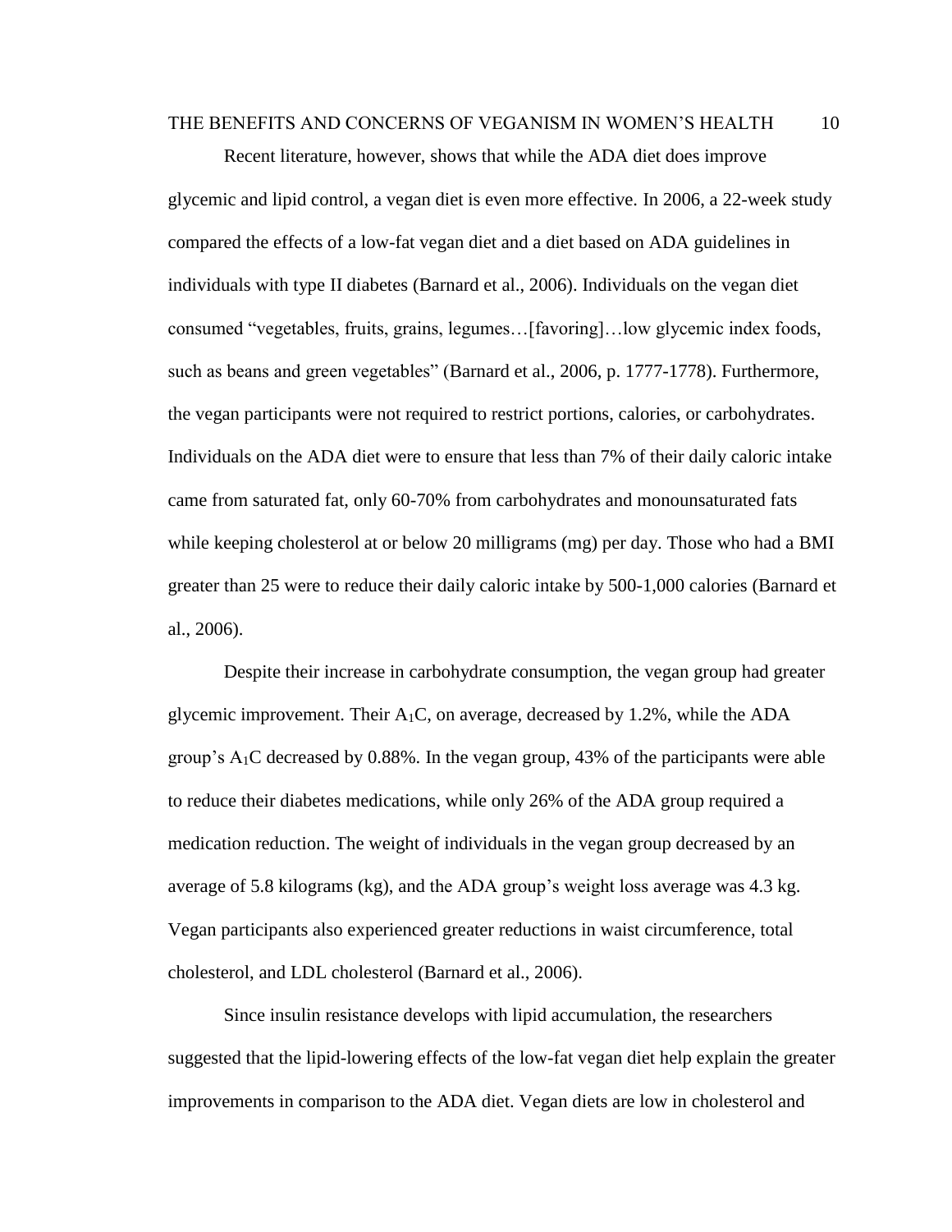Recent literature, however, shows that while the ADA diet does improve glycemic and lipid control, a vegan diet is even more effective. In 2006, a 22-week study compared the effects of a low-fat vegan diet and a diet based on ADA guidelines in individuals with type II diabetes (Barnard et al., 2006). Individuals on the vegan diet consumed "vegetables, fruits, grains, legumes…[favoring]…low glycemic index foods, such as beans and green vegetables" (Barnard et al., 2006, p. 1777-1778). Furthermore, the vegan participants were not required to restrict portions, calories, or carbohydrates. Individuals on the ADA diet were to ensure that less than 7% of their daily caloric intake came from saturated fat, only 60-70% from carbohydrates and monounsaturated fats while keeping cholesterol at or below 20 milligrams (mg) per day. Those who had a BMI greater than 25 were to reduce their daily caloric intake by 500-1,000 calories (Barnard et al., 2006).

Despite their increase in carbohydrate consumption, the vegan group had greater glycemic improvement. Their $A_1C$, on average, decreased by 1.2%, while the ADA group's $A_1C$ decreased by 0.88%. In the vegan group, 43% of the participants were able to reduce their diabetes medications, while only 26% of the ADA group required a medication reduction. The weight of individuals in the vegan group decreased by an average of 5.8 kilograms (kg), and the ADA group's weight loss average was 4.3 kg. Vegan participants also experienced greater reductions in waist circumference, total cholesterol, and LDL cholesterol (Barnard et al., 2006).

Since insulin resistance develops with lipid accumulation, the researchers suggested that the lipid-lowering effects of the low-fat vegan diet help explain the greater improvements in comparison to the ADA diet. Vegan diets are low in cholesterol and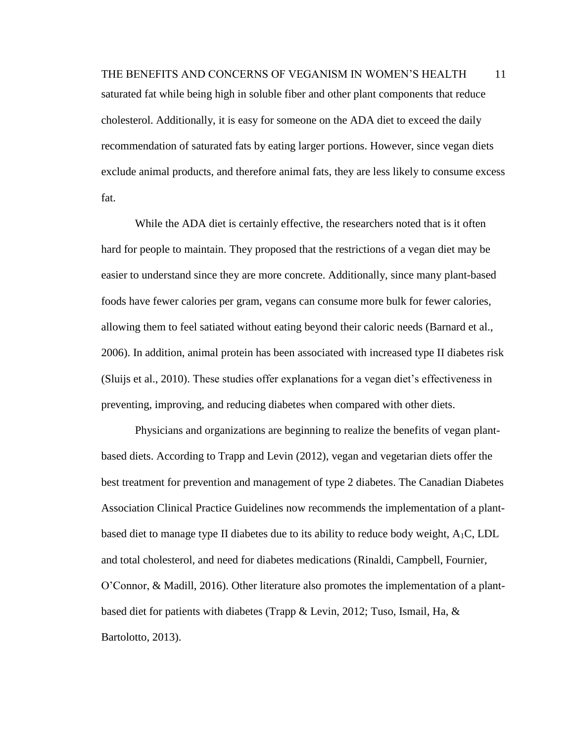saturated fat while being high in soluble fiber and other plant components that reduce cholesterol. Additionally, it is easy for someone on the ADA diet to exceed the daily recommendation of saturated fats by eating larger portions. However, since vegan diets exclude animal products, and therefore animal fats, they are less likely to consume excess fat.

While the ADA diet is certainly effective, the researchers noted that is it often hard for people to maintain. They proposed that the restrictions of a vegan diet may be easier to understand since they are more concrete. Additionally, since many plant-based foods have fewer calories per gram, vegans can consume more bulk for fewer calories, allowing them to feel satiated without eating beyond their caloric needs (Barnard et al., 2006). In addition, animal protein has been associated with increased type II diabetes risk (Sluijs et al., 2010). These studies offer explanations for a vegan diet's effectiveness in preventing, improving, and reducing diabetes when compared with other diets.

Physicians and organizations are beginning to realize the benefits of vegan plant-based diets. According to Trapp and Levin (2012), vegan and vegetarian diets offer the best treatment for prevention and management of type 2 diabetes. The Canadian Diabetes Association Clinical Practice Guidelines now recommends the implementation of a plant-based diet to manage type II diabetes due to its ability to reduce body weight, $A_1C$, LDL and total cholesterol, and need for diabetes medications (Rinaldi, Campbell, Fournier, O'Connor, & Madill, 2016). Other literature also promotes the implementation of a plant-based diet for patients with diabetes (Trapp & Levin, 2012; Tuso, Ismail, Ha, & Bartolotto, 2013).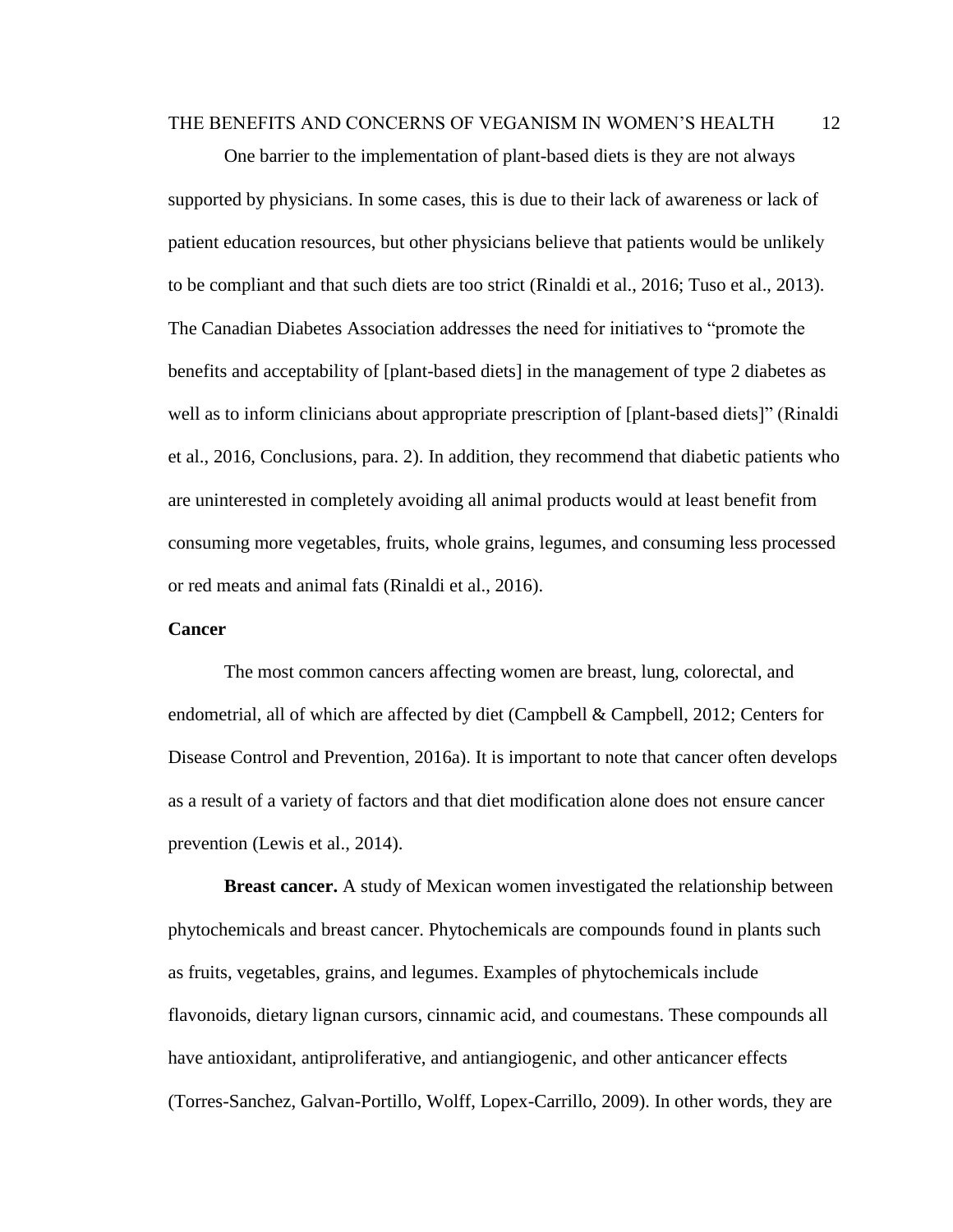One barrier to the implementation of plant-based diets is they are not always supported by physicians. In some cases, this is due to their lack of awareness or lack of patient education resources, but other physicians believe that patients would be unlikely to be compliant and that such diets are too strict (Rinaldi et al., 2016; Tuso et al., 2013). The Canadian Diabetes Association addresses the need for initiatives to "promote the benefits and acceptability of [plant-based diets] in the management of type 2 diabetes as well as to inform clinicians about appropriate prescription of [plant-based diets]" (Rinaldi et al., 2016, Conclusions, para. 2). In addition, they recommend that diabetic patients who are uninterested in completely avoiding all animal products would at least benefit from consuming more vegetables, fruits, whole grains, legumes, and consuming less processed or red meats and animal fats (Rinaldi et al., 2016).

### Cancer

The most common cancers affecting women are breast, lung, colorectal, and endometrial, all of which are affected by diet (Campbell & Campbell, 2012; Centers for Disease Control and Prevention, 2016a). It is important to note that cancer often develops as a result of a variety of factors and that diet modification alone does not ensure cancer prevention (Lewis et al., 2014).

**Breast cancer.** A study of Mexican women investigated the relationship between phytochemicals and breast cancer. Phytochemicals are compounds found in plants such as fruits, vegetables, grains, and legumes. Examples of phytochemicals include flavonoids, dietary lignan cursors, cinnamic acid, and coumestans. These compounds all have antioxidant, antiproliferative, and antiangiogenic, and other anticancer effects (Torres-Sanchez, Galvan-Portillo, Wolff, Lopex-Carrillo, 2009). In other words, they are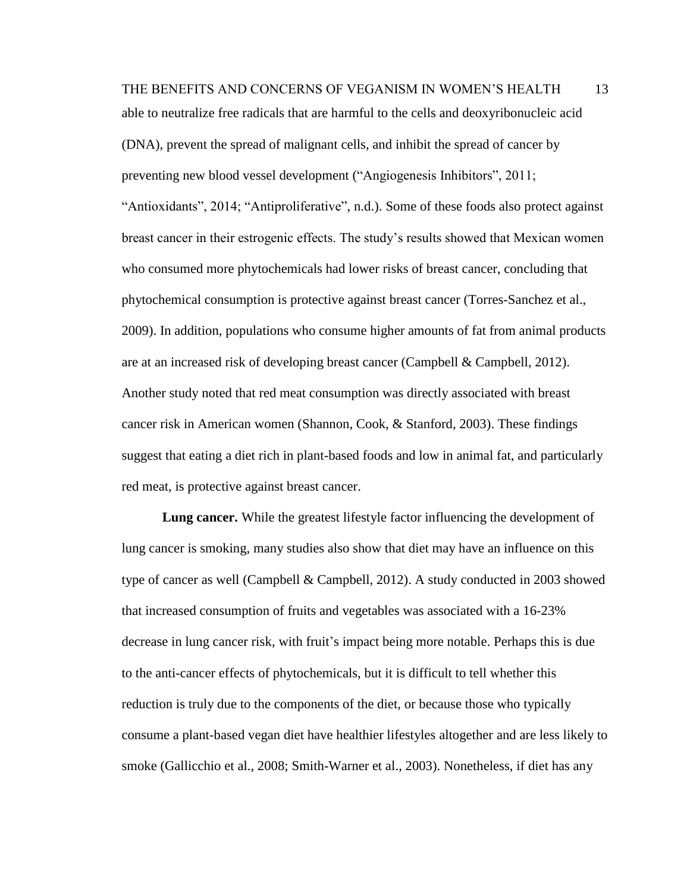able to neutralize free radicals that are harmful to the cells and deoxyribonucleic acid (DNA), prevent the spread of malignant cells, and inhibit the spread of cancer by preventing new blood vessel development ("Angiogenesis Inhibitors", 2011; "Antioxidants", 2014; "Antiproliferative", n.d.). Some of these foods also protect against breast cancer in their estrogenic effects. The study's results showed that Mexican women who consumed more phytochemicals had lower risks of breast cancer, concluding that phytochemical consumption is protective against breast cancer (Torres-Sanchez et al., 2009). In addition, populations who consume higher amounts of fat from animal products are at an increased risk of developing breast cancer (Campbell & Campbell, 2012). Another study noted that red meat consumption was directly associated with breast cancer risk in American women (Shannon, Cook, & Stanford, 2003). These findings suggest that eating a diet rich in plant-based foods and low in animal fat, and particularly red meat, is protective against breast cancer.

**Lung cancer.** While the greatest lifestyle factor influencing the development of lung cancer is smoking, many studies also show that diet may have an influence on this type of cancer as well (Campbell & Campbell, 2012). A study conducted in 2003 showed that increased consumption of fruits and vegetables was associated with a 16-23% decrease in lung cancer risk, with fruit's impact being more notable. Perhaps this is due to the anti-cancer effects of phytochemicals, but it is difficult to tell whether this reduction is truly due to the components of the diet, or because those who typically consume a plant-based vegan diet have healthier lifestyles altogether and are less likely to smoke (Gallicchio et al., 2008; Smith-Warner et al., 2003). Nonetheless, if diet has any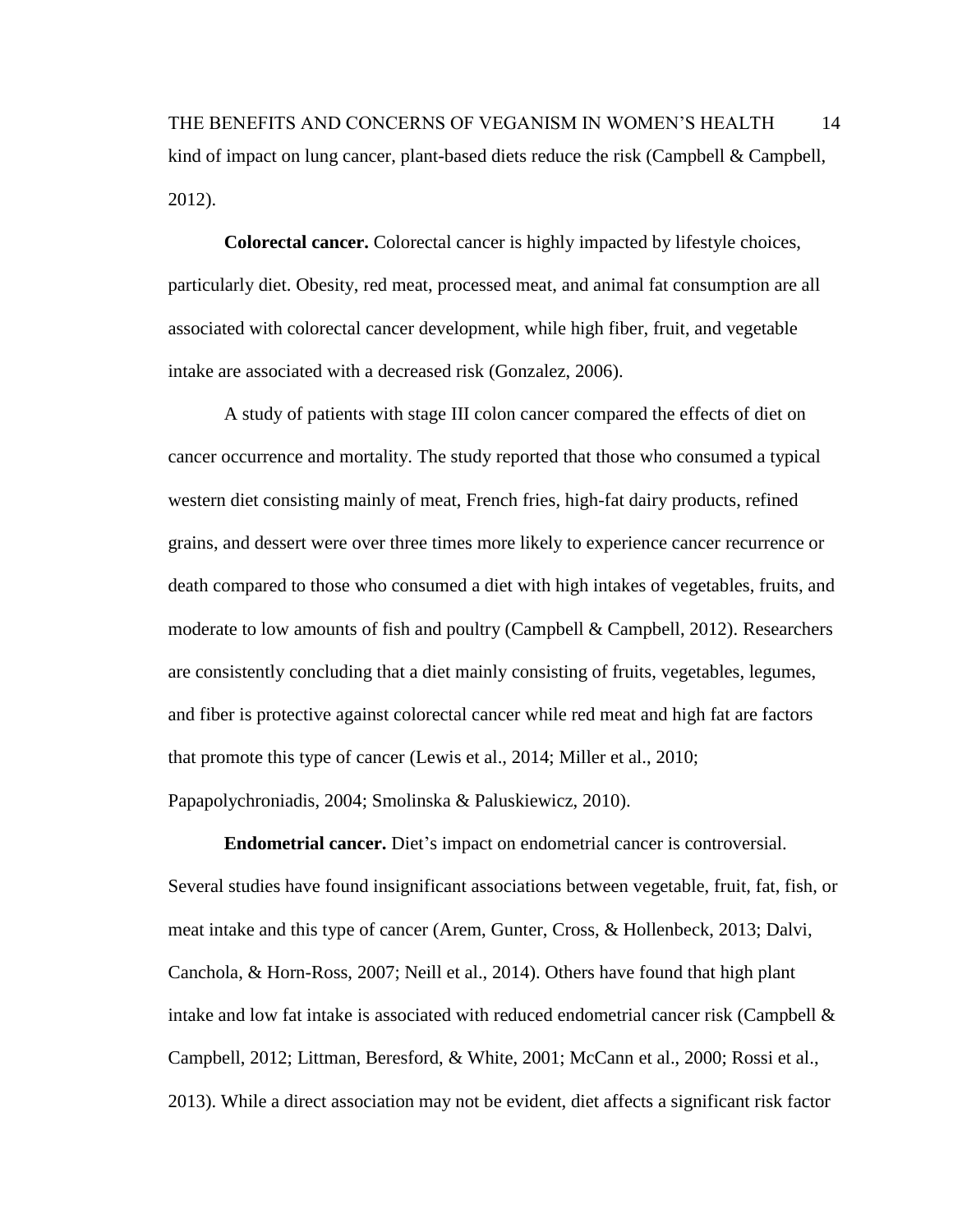kind of impact on lung cancer, plant-based diets reduce the risk (Campbell & Campbell, 2012).

**Colorectal cancer.** Colorectal cancer is highly impacted by lifestyle choices, particularly diet. Obesity, red meat, processed meat, and animal fat consumption are all associated with colorectal cancer development, while high fiber, fruit, and vegetable intake are associated with a decreased risk (Gonzalez, 2006).

A study of patients with stage III colon cancer compared the effects of diet on cancer occurrence and mortality. The study reported that those who consumed a typical western diet consisting mainly of meat, French fries, high-fat dairy products, refined grains, and dessert were over three times more likely to experience cancer recurrence or death compared to those who consumed a diet with high intakes of vegetables, fruits, and moderate to low amounts of fish and poultry (Campbell & Campbell, 2012). Researchers are consistently concluding that a diet mainly consisting of fruits, vegetables, legumes, and fiber is protective against colorectal cancer while red meat and high fat are factors that promote this type of cancer (Lewis et al., 2014; Miller et al., 2010; Papapolychroniadis, 2004; Smolinska & Paluskiewicz, 2010).

**Endometrial cancer.** Diet's impact on endometrial cancer is controversial. Several studies have found insignificant associations between vegetable, fruit, fat, fish, or meat intake and this type of cancer (Arem, Gunter, Cross, & Hollenbeck, 2013; Dalvi, Canchola, & Horn-Ross, 2007; Neill et al., 2014). Others have found that high plant intake and low fat intake is associated with reduced endometrial cancer risk (Campbell & Campbell, 2012; Littman, Beresford, & White, 2001; McCann et al., 2000; Rossi et al., 2013). While a direct association may not be evident, diet affects a significant risk factor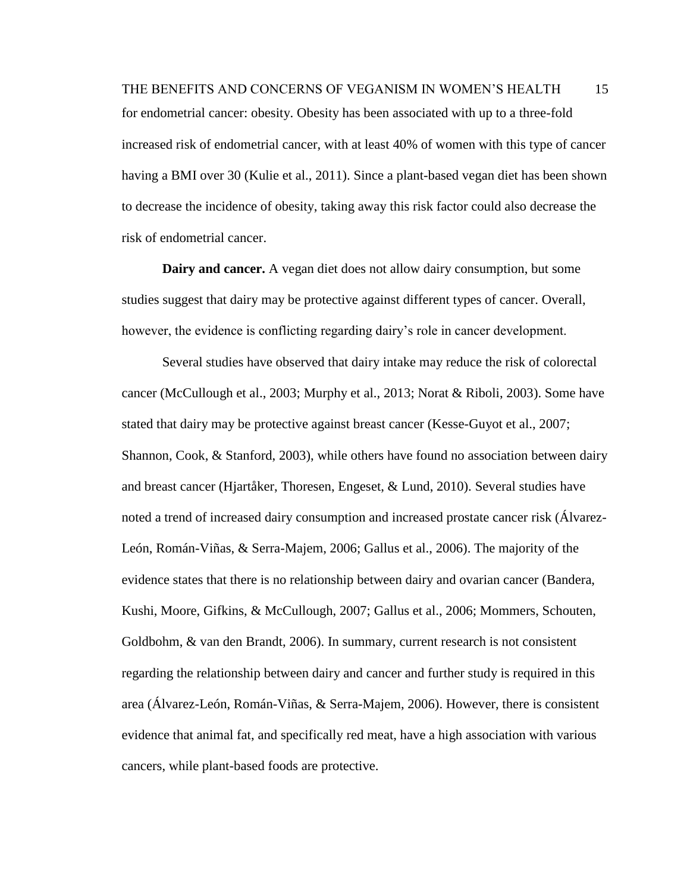for endometrial cancer: obesity. Obesity has been associated with up to a three-fold increased risk of endometrial cancer, with at least 40% of women with this type of cancer having a BMI over 30 (Kulie et al., 2011). Since a plant-based vegan diet has been shown to decrease the incidence of obesity, taking away this risk factor could also decrease the risk of endometrial cancer.

**Dairy and cancer.** A vegan diet does not allow dairy consumption, but some studies suggest that dairy may be protective against different types of cancer. Overall, however, the evidence is conflicting regarding dairy's role in cancer development.

Several studies have observed that dairy intake may reduce the risk of colorectal cancer (McCullough et al., 2003; Murphy et al., 2013; Norat & Riboli, 2003). Some have stated that dairy may be protective against breast cancer (Kesse-Guyot et al., 2007; Shannon, Cook, & Stanford, 2003), while others have found no association between dairy and breast cancer (Hjartåker, Thoresen, Engeset, & Lund, 2010). Several studies have noted a trend of increased dairy consumption and increased prostate cancer risk (Álvarez-León, Román-Viñas, & Serra-Majem, 2006; Gallus et al., 2006). The majority of the evidence states that there is no relationship between dairy and ovarian cancer (Bandera, Kushi, Moore, Gifkins, & McCullough, 2007; Gallus et al., 2006; Mommers, Schouten, Goldbohm, & van den Brandt, 2006). In summary, current research is not consistent regarding the relationship between dairy and cancer and further study is required in this area (Álvarez-León, Román-Viñas, & Serra-Majem, 2006). However, there is consistent evidence that animal fat, and specifically red meat, have a high association with various cancers, while plant-based foods are protective.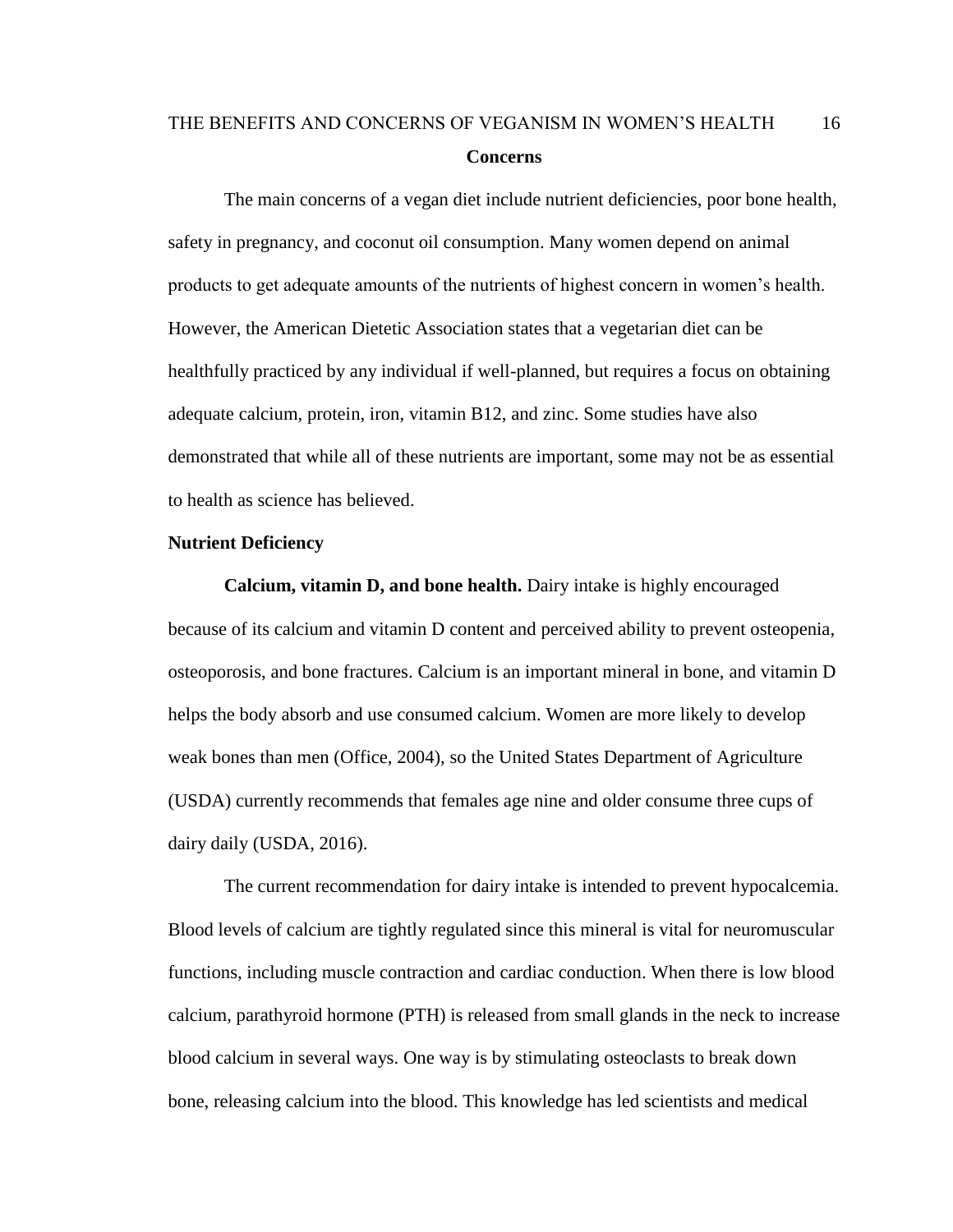## Concerns

The main concerns of a vegan diet include nutrient deficiencies, poor bone health, safety in pregnancy, and coconut oil consumption. Many women depend on animal products to get adequate amounts of the nutrients of highest concern in women's health. However, the American Dietetic Association states that a vegetarian diet can be healthfully practiced by any individual if well-planned, but requires a focus on obtaining adequate calcium, protein, iron, vitamin B12, and zinc. Some studies have also demonstrated that while all of these nutrients are important, some may not be as essential to health as science has believed.

### Nutrient Deficiency

**Calcium, vitamin D, and bone health.** Dairy intake is highly encouraged because of its calcium and vitamin D content and perceived ability to prevent osteopenia, osteoporosis, and bone fractures. Calcium is an important mineral in bone, and vitamin D helps the body absorb and use consumed calcium. Women are more likely to develop weak bones than men (Office, 2004), so the United States Department of Agriculture (USDA) currently recommends that females age nine and older consume three cups of dairy daily (USDA, 2016).

The current recommendation for dairy intake is intended to prevent hypocalcemia. Blood levels of calcium are tightly regulated since this mineral is vital for neuromuscular functions, including muscle contraction and cardiac conduction. When there is low blood calcium, parathyroid hormone (PTH) is released from small glands in the neck to increase blood calcium in several ways. One way is by stimulating osteoclasts to break down bone, releasing calcium into the blood. This knowledge has led scientists and medical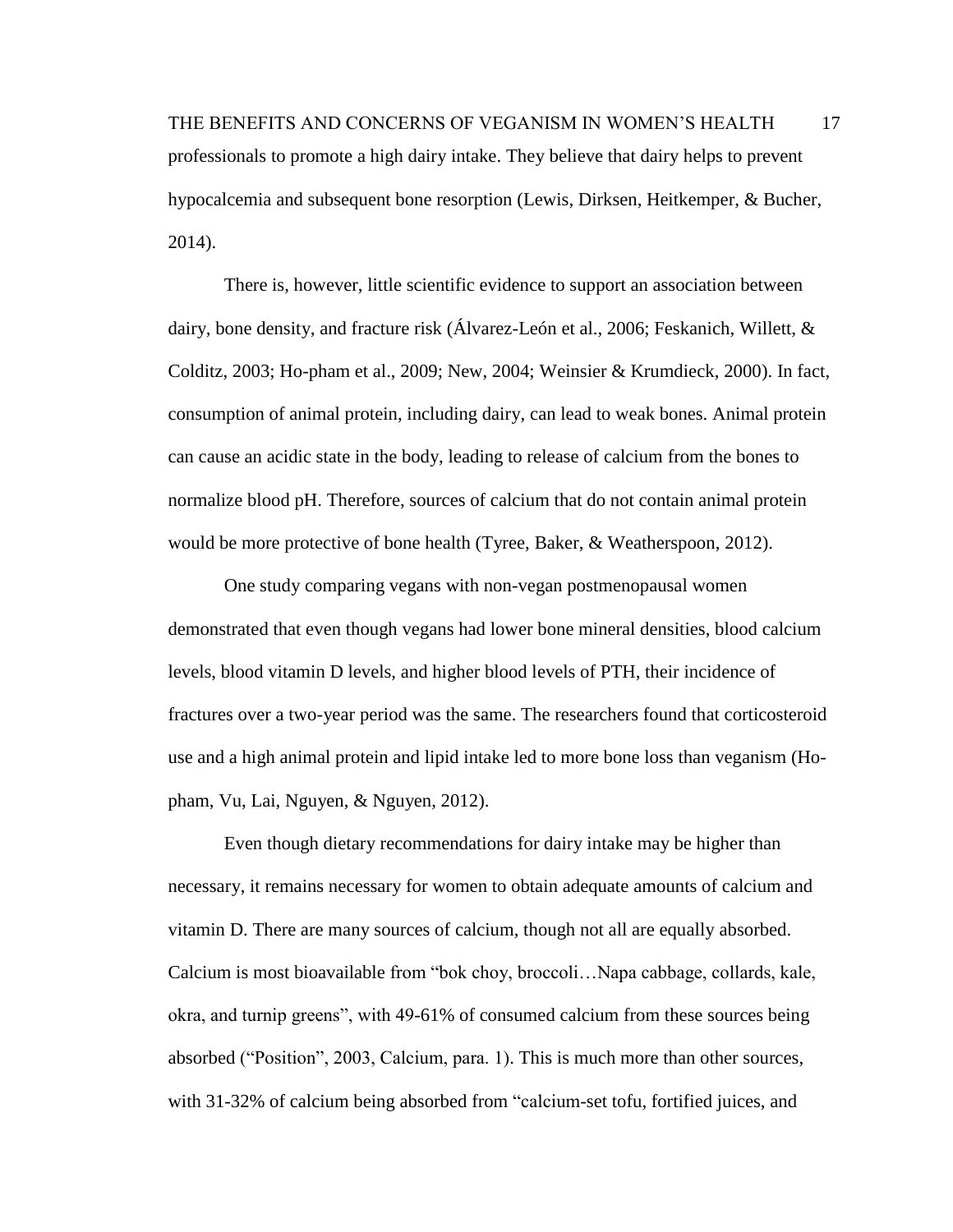professionals to promote a high dairy intake. They believe that dairy helps to prevent hypocalcemia and subsequent bone resorption (Lewis, Dirksen, Heitkemper, & Bucher, 2014).

There is, however, little scientific evidence to support an association between dairy, bone density, and fracture risk (Álvarez-León et al., 2006; Feskanich, Willett, & Colditz, 2003; Ho-pham et al., 2009; New, 2004; Weinsier & Krumdieck, 2000). In fact, consumption of animal protein, including dairy, can lead to weak bones. Animal protein can cause an acidic state in the body, leading to release of calcium from the bones to normalize blood pH. Therefore, sources of calcium that do not contain animal protein would be more protective of bone health (Tyree, Baker, & Weatherspoon, 2012).

One study comparing vegans with non-vegan postmenopausal women demonstrated that even though vegans had lower bone mineral densities, blood calcium levels, blood vitamin D levels, and higher blood levels of PTH, their incidence of fractures over a two-year period was the same. The researchers found that corticosteroid use and a high animal protein and lipid intake led to more bone loss than veganism (Ho-pham, Vu, Lai, Nguyen, & Nguyen, 2012).

Even though dietary recommendations for dairy intake may be higher than necessary, it remains necessary for women to obtain adequate amounts of calcium and vitamin D. There are many sources of calcium, though not all are equally absorbed. Calcium is most bioavailable from "bok choy, broccoli…Napa cabbage, collards, kale, okra, and turnip greens", with 49-61% of consumed calcium from these sources being absorbed ("Position", 2003, Calcium, para. 1). This is much more than other sources, with 31-32% of calcium being absorbed from "calcium-set tofu, fortified juices, and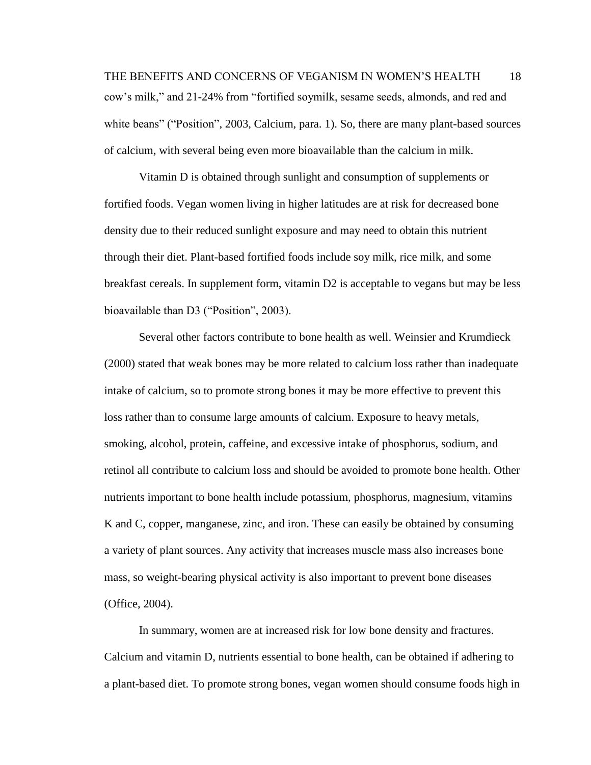cow's milk," and 21-24% from "fortified soymilk, sesame seeds, almonds, and red and white beans" ("Position", 2003, Calcium, para. 1). So, there are many plant-based sources of calcium, with several being even more bioavailable than the calcium in milk.

Vitamin D is obtained through sunlight and consumption of supplements or fortified foods. Vegan women living in higher latitudes are at risk for decreased bone density due to their reduced sunlight exposure and may need to obtain this nutrient through their diet. Plant-based fortified foods include soy milk, rice milk, and some breakfast cereals. In supplement form, vitamin D2 is acceptable to vegans but may be less bioavailable than D3 ("Position", 2003).

Several other factors contribute to bone health as well. Weinsier and Krumdieck (2000) stated that weak bones may be more related to calcium loss rather than inadequate intake of calcium, so to promote strong bones it may be more effective to prevent this loss rather than to consume large amounts of calcium. Exposure to heavy metals, smoking, alcohol, protein, caffeine, and excessive intake of phosphorus, sodium, and retinol all contribute to calcium loss and should be avoided to promote bone health. Other nutrients important to bone health include potassium, phosphorus, magnesium, vitamins K and C, copper, manganese, zinc, and iron. These can easily be obtained by consuming a variety of plant sources. Any activity that increases muscle mass also increases bone mass, so weight-bearing physical activity is also important to prevent bone diseases (Office, 2004).

In summary, women are at increased risk for low bone density and fractures. Calcium and vitamin D, nutrients essential to bone health, can be obtained if adhering to a plant-based diet. To promote strong bones, vegan women should consume foods high in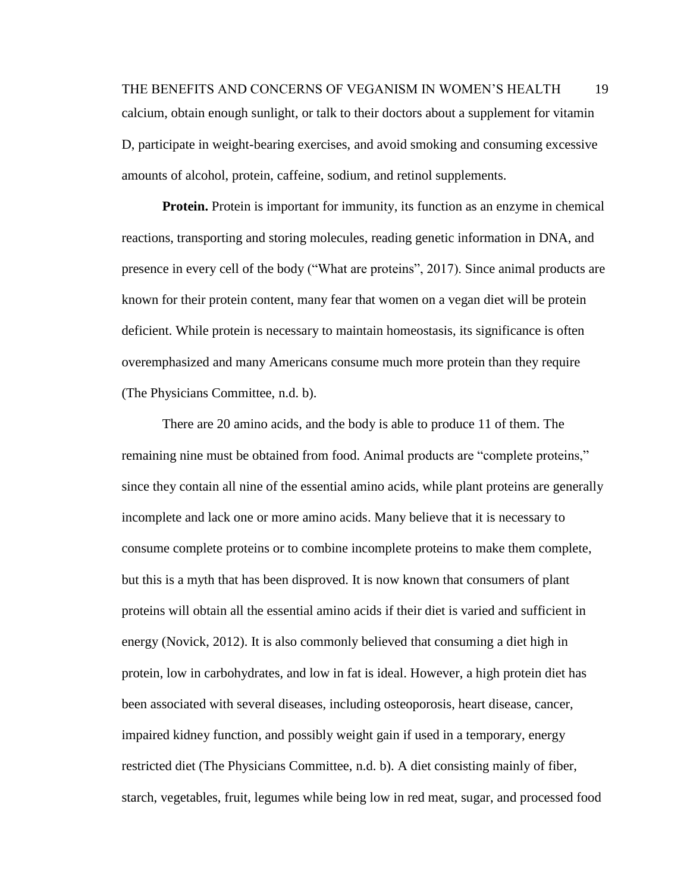calcium, obtain enough sunlight, or talk to their doctors about a supplement for vitamin D, participate in weight-bearing exercises, and avoid smoking and consuming excessive amounts of alcohol, protein, caffeine, sodium, and retinol supplements.

**Protein.** Protein is important for immunity, its function as an enzyme in chemical reactions, transporting and storing molecules, reading genetic information in DNA, and presence in every cell of the body ("What are proteins", 2017). Since animal products are known for their protein content, many fear that women on a vegan diet will be protein deficient. While protein is necessary to maintain homeostasis, its significance is often overemphasized and many Americans consume much more protein than they require (The Physicians Committee, n.d. b).

There are 20 amino acids, and the body is able to produce 11 of them. The remaining nine must be obtained from food. Animal products are "complete proteins," since they contain all nine of the essential amino acids, while plant proteins are generally incomplete and lack one or more amino acids. Many believe that it is necessary to consume complete proteins or to combine incomplete proteins to make them complete, but this is a myth that has been disproved. It is now known that consumers of plant proteins will obtain all the essential amino acids if their diet is varied and sufficient in energy (Novick, 2012). It is also commonly believed that consuming a diet high in protein, low in carbohydrates, and low in fat is ideal. However, a high protein diet has been associated with several diseases, including osteoporosis, heart disease, cancer, impaired kidney function, and possibly weight gain if used in a temporary, energy restricted diet (The Physicians Committee, n.d. b). A diet consisting mainly of fiber, starch, vegetables, fruit, legumes while being low in red meat, sugar, and processed food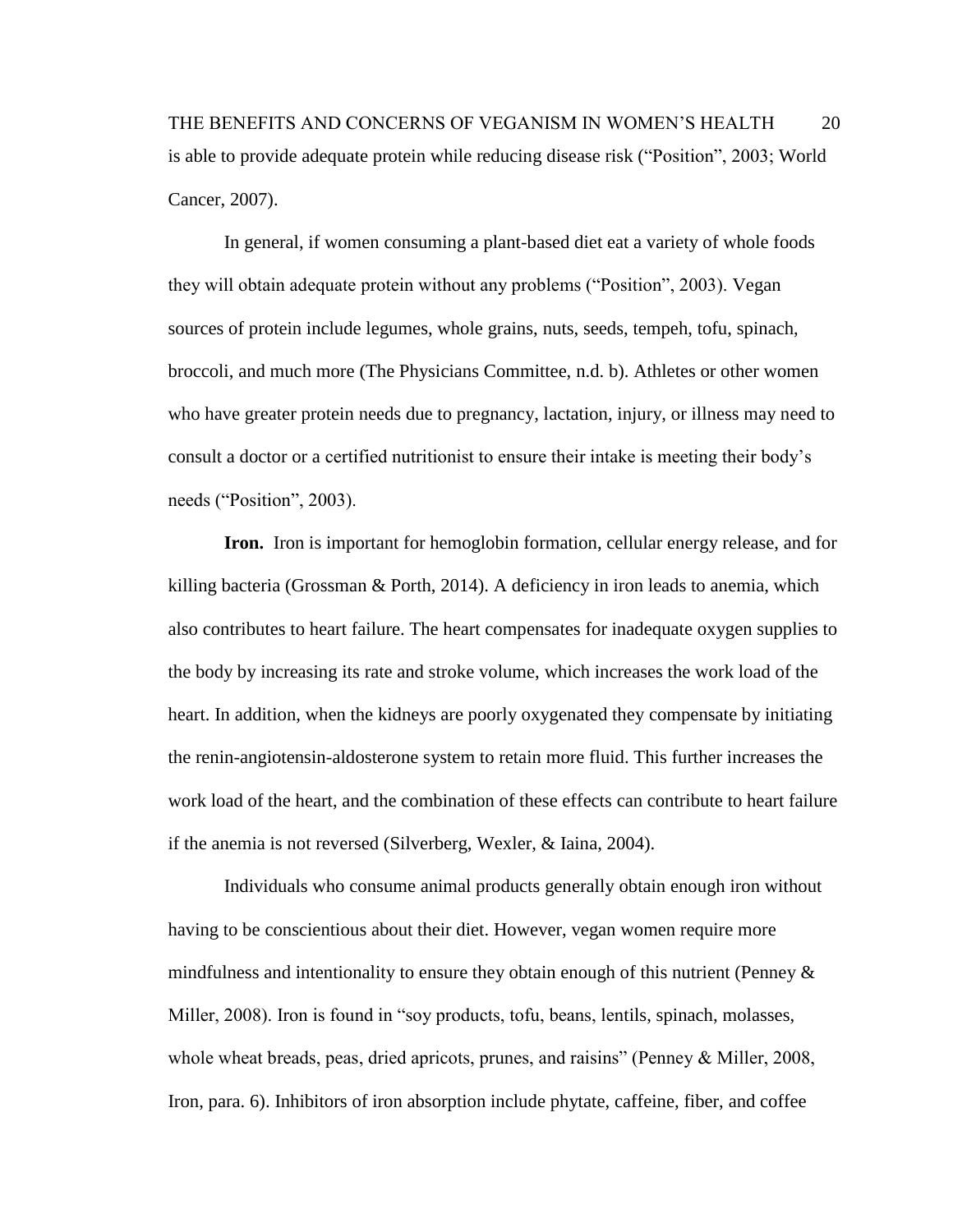is able to provide adequate protein while reducing disease risk ("Position", 2003; World Cancer, 2007).

In general, if women consuming a plant-based diet eat a variety of whole foods they will obtain adequate protein without any problems ("Position", 2003). Vegan sources of protein include legumes, whole grains, nuts, seeds, tempeh, tofu, spinach, broccoli, and much more (The Physicians Committee, n.d. b). Athletes or other women who have greater protein needs due to pregnancy, lactation, injury, or illness may need to consult a doctor or a certified nutritionist to ensure their intake is meeting their body's needs ("Position", 2003).

**Iron.** Iron is important for hemoglobin formation, cellular energy release, and for killing bacteria (Grossman & Porth, 2014). A deficiency in iron leads to anemia, which also contributes to heart failure. The heart compensates for inadequate oxygen supplies to the body by increasing its rate and stroke volume, which increases the work load of the heart. In addition, when the kidneys are poorly oxygenated they compensate by initiating the renin-angiotensin-aldosterone system to retain more fluid. This further increases the work load of the heart, and the combination of these effects can contribute to heart failure if the anemia is not reversed (Silverberg, Wexler, & Iaina, 2004).

Individuals who consume animal products generally obtain enough iron without having to be conscientious about their diet. However, vegan women require more mindfulness and intentionality to ensure they obtain enough of this nutrient (Penney & Miller, 2008). Iron is found in "soy products, tofu, beans, lentils, spinach, molasses, whole wheat breads, peas, dried apricots, prunes, and raisins" (Penney & Miller, 2008, Iron, para. 6). Inhibitors of iron absorption include phytate, caffeine, fiber, and coffee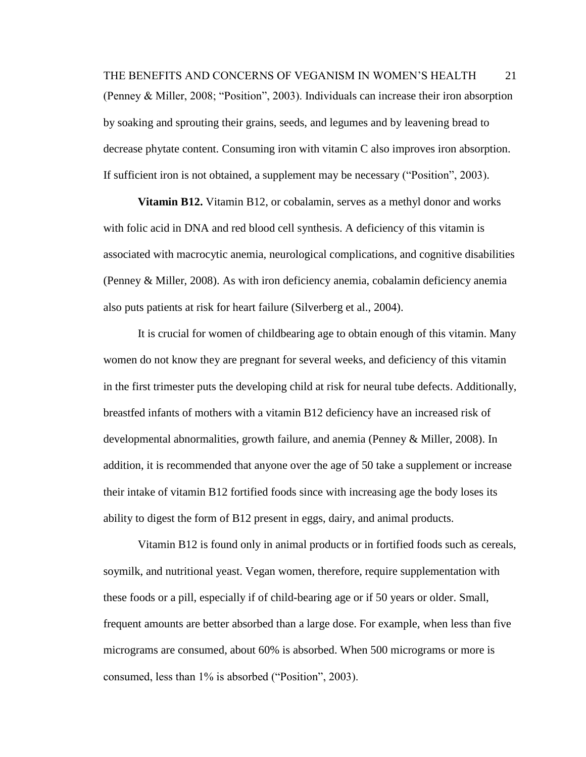(Penney & Miller, 2008; "Position", 2003). Individuals can increase their iron absorption by soaking and sprouting their grains, seeds, and legumes and by leavening bread to decrease phytate content. Consuming iron with vitamin C also improves iron absorption. If sufficient iron is not obtained, a supplement may be necessary ("Position", 2003).

**Vitamin B12.** Vitamin B12, or cobalamin, serves as a methyl donor and works with folic acid in DNA and red blood cell synthesis. A deficiency of this vitamin is associated with macrocytic anemia, neurological complications, and cognitive disabilities (Penney & Miller, 2008). As with iron deficiency anemia, cobalamin deficiency anemia also puts patients at risk for heart failure (Silverberg et al., 2004).

It is crucial for women of childbearing age to obtain enough of this vitamin. Many women do not know they are pregnant for several weeks, and deficiency of this vitamin in the first trimester puts the developing child at risk for neural tube defects. Additionally, breastfed infants of mothers with a vitamin B12 deficiency have an increased risk of developmental abnormalities, growth failure, and anemia (Penney & Miller, 2008). In addition, it is recommended that anyone over the age of 50 take a supplement or increase their intake of vitamin B12 fortified foods since with increasing age the body loses its ability to digest the form of B12 present in eggs, dairy, and animal products.

Vitamin B12 is found only in animal products or in fortified foods such as cereals, soymilk, and nutritional yeast. Vegan women, therefore, require supplementation with these foods or a pill, especially if of child-bearing age or if 50 years or older. Small, frequent amounts are better absorbed than a large dose. For example, when less than five micrograms are consumed, about 60% is absorbed. When 500 micrograms or more is consumed, less than 1% is absorbed ("Position", 2003).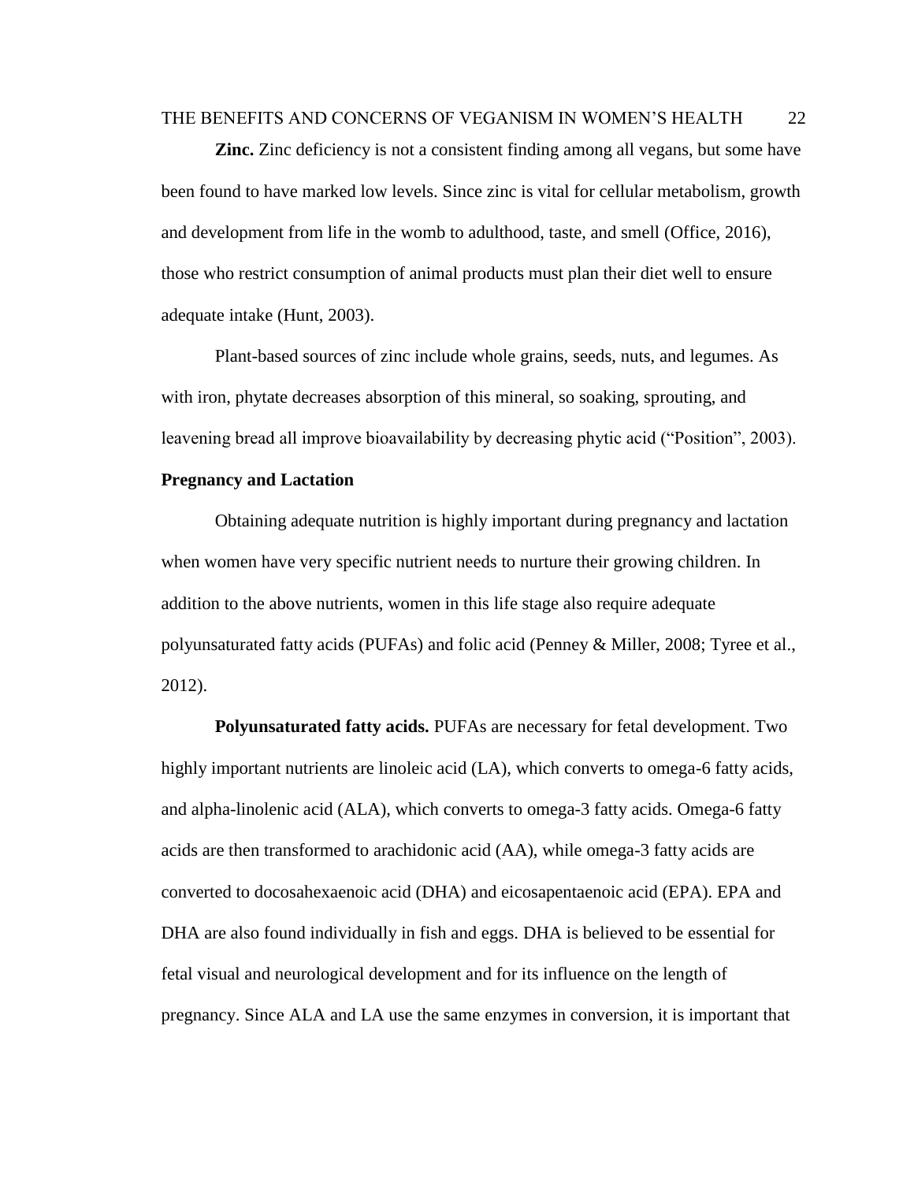**Zinc.** Zinc deficiency is not a consistent finding among all vegans, but some have been found to have marked low levels. Since zinc is vital for cellular metabolism, growth and development from life in the womb to adulthood, taste, and smell (Office, 2016), those who restrict consumption of animal products must plan their diet well to ensure adequate intake (Hunt, 2003).

Plant-based sources of zinc include whole grains, seeds, nuts, and legumes. As with iron, phytate decreases absorption of this mineral, so soaking, sprouting, and leavening bread all improve bioavailability by decreasing phytic acid ("Position", 2003).

## Pregnancy and Lactation

Obtaining adequate nutrition is highly important during pregnancy and lactation when women have very specific nutrient needs to nurture their growing children. In addition to the above nutrients, women in this life stage also require adequate polyunsaturated fatty acids (PUFAs) and folic acid (Penney & Miller, 2008; Tyree et al., 2012).

**Polyunsaturated fatty acids.** PUFAs are necessary for fetal development. Two highly important nutrients are linoleic acid (LA), which converts to omega-6 fatty acids, and alpha-linolenic acid (ALA), which converts to omega-3 fatty acids. Omega-6 fatty acids are then transformed to arachidonic acid (AA), while omega-3 fatty acids are converted to docosahexaenoic acid (DHA) and eicosapentaenoic acid (EPA). EPA and DHA are also found individually in fish and eggs. DHA is believed to be essential for fetal visual and neurological development and for its influence on the length of pregnancy. Since ALA and LA use the same enzymes in conversion, it is important that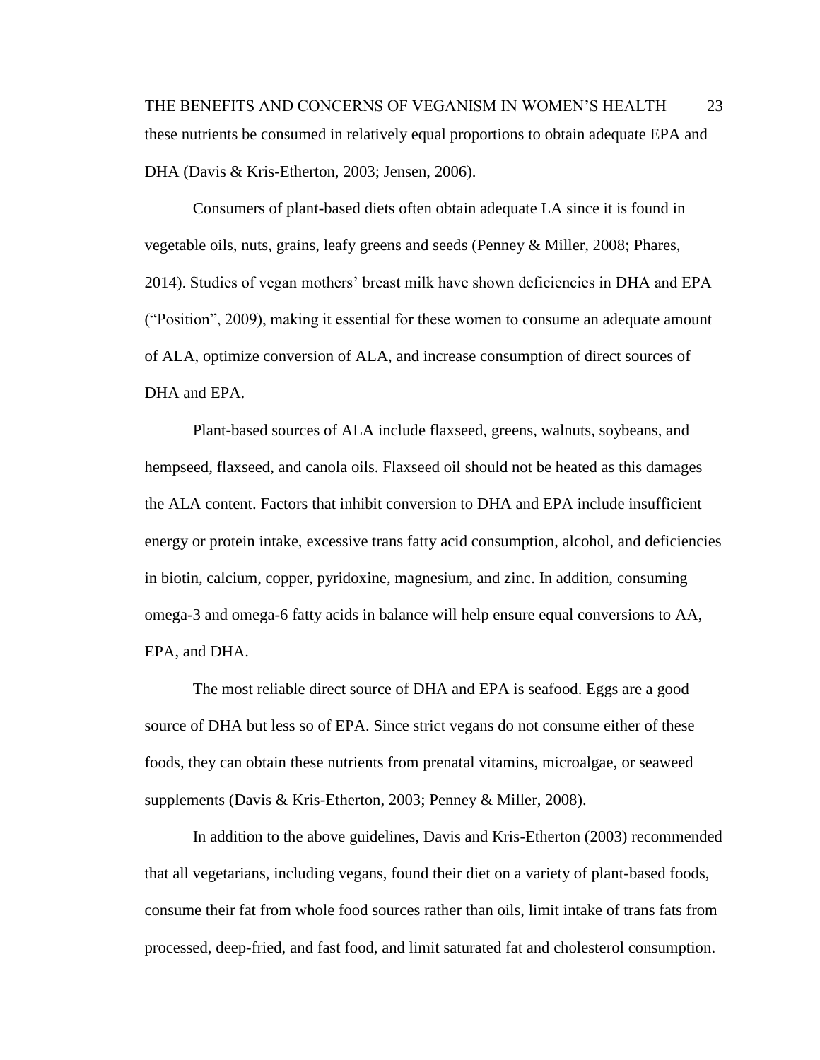these nutrients be consumed in relatively equal proportions to obtain adequate EPA and DHA (Davis & Kris-Etherton, 2003; Jensen, 2006).

Consumers of plant-based diets often obtain adequate LA since it is found in vegetable oils, nuts, grains, leafy greens and seeds (Penney & Miller, 2008; Phares, 2014). Studies of vegan mothers' breast milk have shown deficiencies in DHA and EPA ("Position", 2009), making it essential for these women to consume an adequate amount of ALA, optimize conversion of ALA, and increase consumption of direct sources of DHA and EPA.

Plant-based sources of ALA include flaxseed, greens, walnuts, soybeans, and hempseed, flaxseed, and canola oils. Flaxseed oil should not be heated as this damages the ALA content. Factors that inhibit conversion to DHA and EPA include insufficient energy or protein intake, excessive trans fatty acid consumption, alcohol, and deficiencies in biotin, calcium, copper, pyridoxine, magnesium, and zinc. In addition, consuming omega-3 and omega-6 fatty acids in balance will help ensure equal conversions to AA, EPA, and DHA.

The most reliable direct source of DHA and EPA is seafood. Eggs are a good source of DHA but less so of EPA. Since strict vegans do not consume either of these foods, they can obtain these nutrients from prenatal vitamins, microalgae, or seaweed supplements (Davis & Kris-Etherton, 2003; Penney & Miller, 2008).

In addition to the above guidelines, Davis and Kris-Etherton (2003) recommended that all vegetarians, including vegans, found their diet on a variety of plant-based foods, consume their fat from whole food sources rather than oils, limit intake of trans fats from processed, deep-fried, and fast food, and limit saturated fat and cholesterol consumption.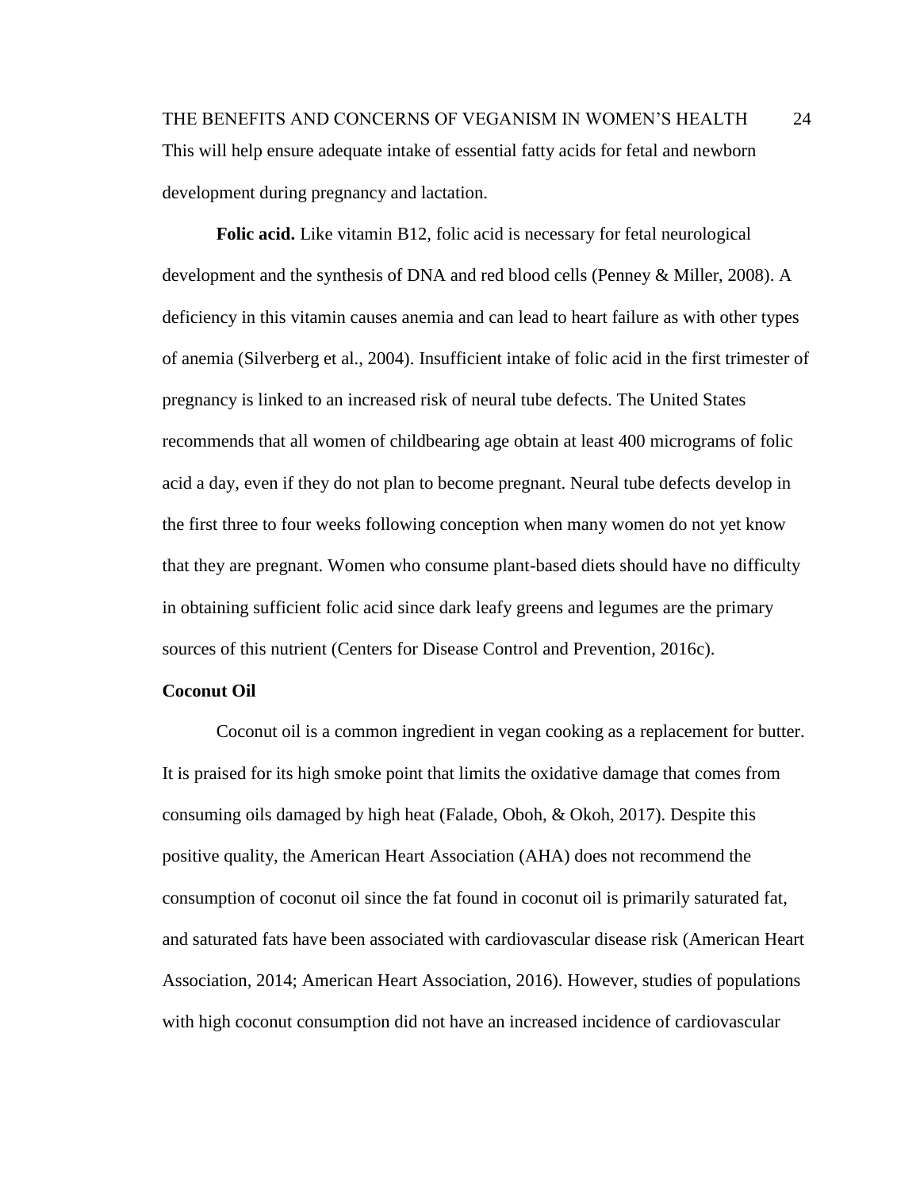This will help ensure adequate intake of essential fatty acids for fetal and newborn development during pregnancy and lactation.

**Folic acid.** Like vitamin B12, folic acid is necessary for fetal neurological development and the synthesis of DNA and red blood cells (Penney & Miller, 2008). A deficiency in this vitamin causes anemia and can lead to heart failure as with other types of anemia (Silverberg et al., 2004). Insufficient intake of folic acid in the first trimester of pregnancy is linked to an increased risk of neural tube defects. The United States recommends that all women of childbearing age obtain at least 400 micrograms of folic acid a day, even if they do not plan to become pregnant. Neural tube defects develop in the first three to four weeks following conception when many women do not yet know that they are pregnant. Women who consume plant-based diets should have no difficulty in obtaining sufficient folic acid since dark leafy greens and legumes are the primary sources of this nutrient (Centers for Disease Control and Prevention, 2016c).

## Coconut Oil

Coconut oil is a common ingredient in vegan cooking as a replacement for butter. It is praised for its high smoke point that limits the oxidative damage that comes from consuming oils damaged by high heat (Falade, Oboh, & Okoh, 2017). Despite this positive quality, the American Heart Association (AHA) does not recommend the consumption of coconut oil since the fat found in coconut oil is primarily saturated fat, and saturated fats have been associated with cardiovascular disease risk (American Heart Association, 2014; American Heart Association, 2016). However, studies of populations with high coconut consumption did not have an increased incidence of cardiovascular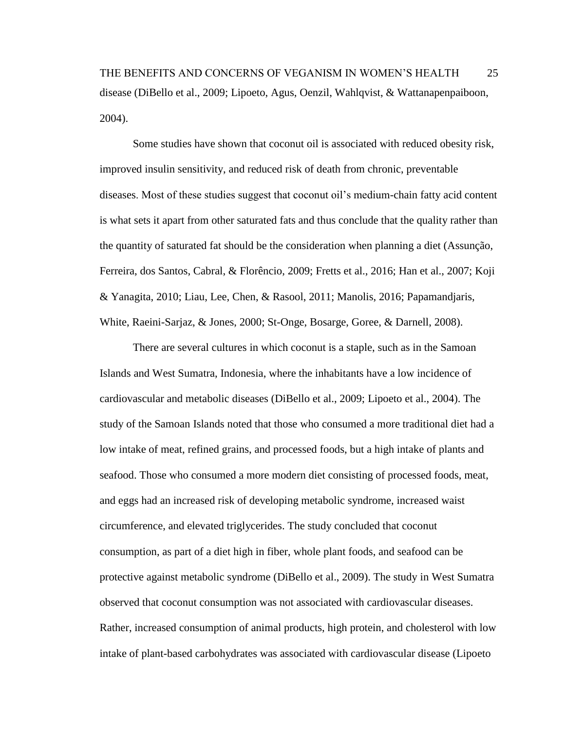disease (DiBello et al., 2009; Lipoeto, Agus, Oenzil, Wahlqvist, & Wattanapenpaiboon, 2004).

Some studies have shown that coconut oil is associated with reduced obesity risk, improved insulin sensitivity, and reduced risk of death from chronic, preventable diseases. Most of these studies suggest that coconut oil's medium-chain fatty acid content is what sets it apart from other saturated fats and thus conclude that the quality rather than the quantity of saturated fat should be the consideration when planning a diet (Assunção, Ferreira, dos Santos, Cabral, & Florêncio, 2009; Fretts et al., 2016; Han et al., 2007; Koji & Yanagita, 2010; Liau, Lee, Chen, & Rasool, 2011; Manolis, 2016; Papamandjaris, White, Raeini-Sarjaz, & Jones, 2000; St-Onge, Bosarge, Goree, & Darnell, 2008).

There are several cultures in which coconut is a staple, such as in the Samoan Islands and West Sumatra, Indonesia, where the inhabitants have a low incidence of cardiovascular and metabolic diseases (DiBello et al., 2009; Lipoeto et al., 2004). The study of the Samoan Islands noted that those who consumed a more traditional diet had a low intake of meat, refined grains, and processed foods, but a high intake of plants and seafood. Those who consumed a more modern diet consisting of processed foods, meat, and eggs had an increased risk of developing metabolic syndrome, increased waist circumference, and elevated triglycerides. The study concluded that coconut consumption, as part of a diet high in fiber, whole plant foods, and seafood can be protective against metabolic syndrome (DiBello et al., 2009). The study in West Sumatra observed that coconut consumption was not associated with cardiovascular diseases. Rather, increased consumption of animal products, high protein, and cholesterol with low intake of plant-based carbohydrates was associated with cardiovascular disease (Lipoeto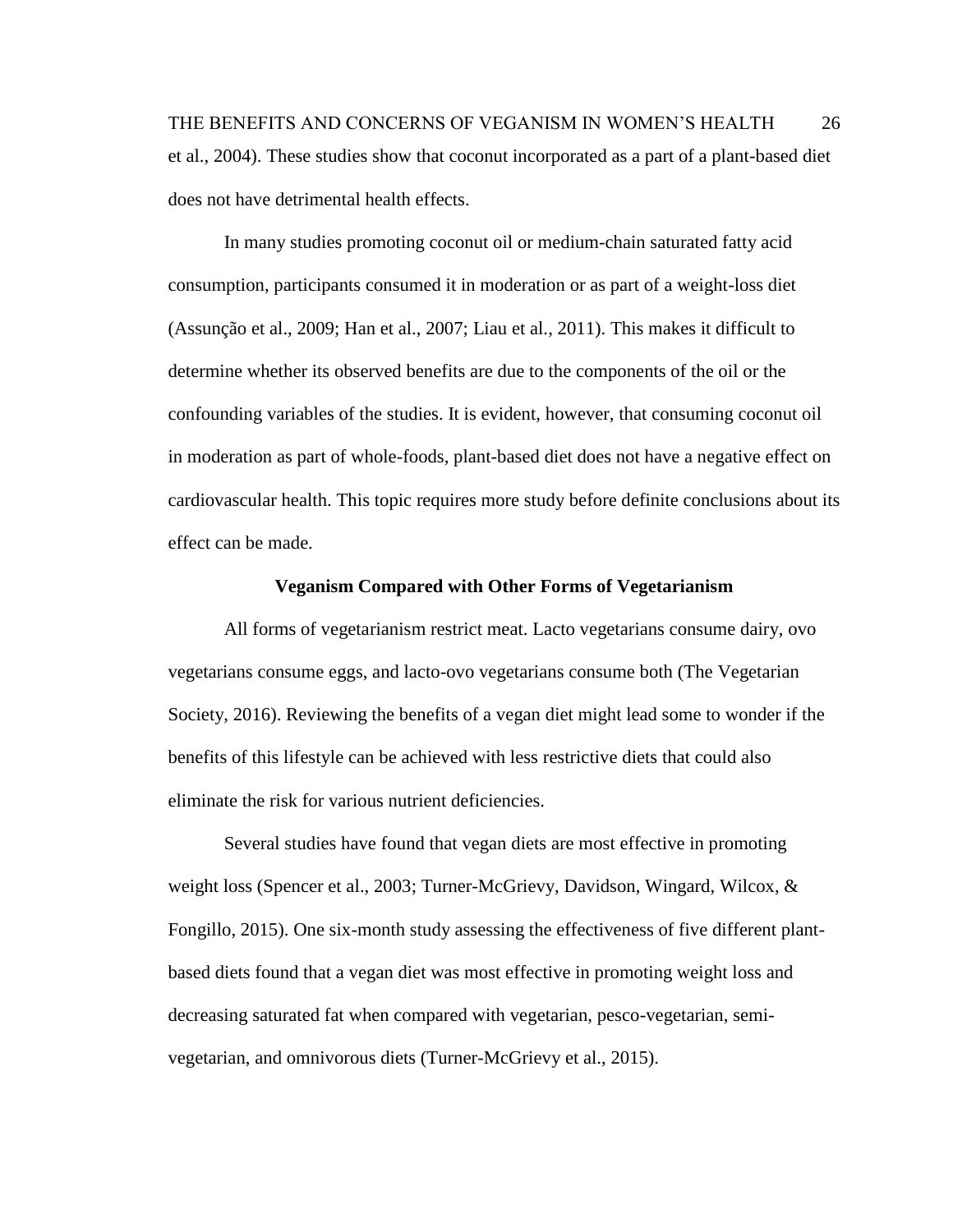et al., 2004). These studies show that coconut incorporated as a part of a plant-based diet does not have detrimental health effects.

In many studies promoting coconut oil or medium-chain saturated fatty acid consumption, participants consumed it in moderation or as part of a weight-loss diet (Assunção et al., 2009; Han et al., 2007; Liau et al., 2011). This makes it difficult to determine whether its observed benefits are due to the components of the oil or the confounding variables of the studies. It is evident, however, that consuming coconut oil in moderation as part of whole-foods, plant-based diet does not have a negative effect on cardiovascular health. This topic requires more study before definite conclusions about its effect can be made.

## Veganism Compared with Other Forms of Vegetarianism

All forms of vegetarianism restrict meat. Lacto vegetarians consume dairy, ovo vegetarians consume eggs, and lacto-ovo vegetarians consume both (The Vegetarian Society, 2016). Reviewing the benefits of a vegan diet might lead some to wonder if the benefits of this lifestyle can be achieved with less restrictive diets that could also eliminate the risk for various nutrient deficiencies.

Several studies have found that vegan diets are most effective in promoting weight loss (Spencer et al., 2003; Turner-McGrievy, Davidson, Wingard, Wilcox, & Fongillo, 2015). One six-month study assessing the effectiveness of five different plant-based diets found that a vegan diet was most effective in promoting weight loss and decreasing saturated fat when compared with vegetarian, pesco-vegetarian, semi-vegetarian, and omnivorous diets (Turner-McGrievy et al., 2015).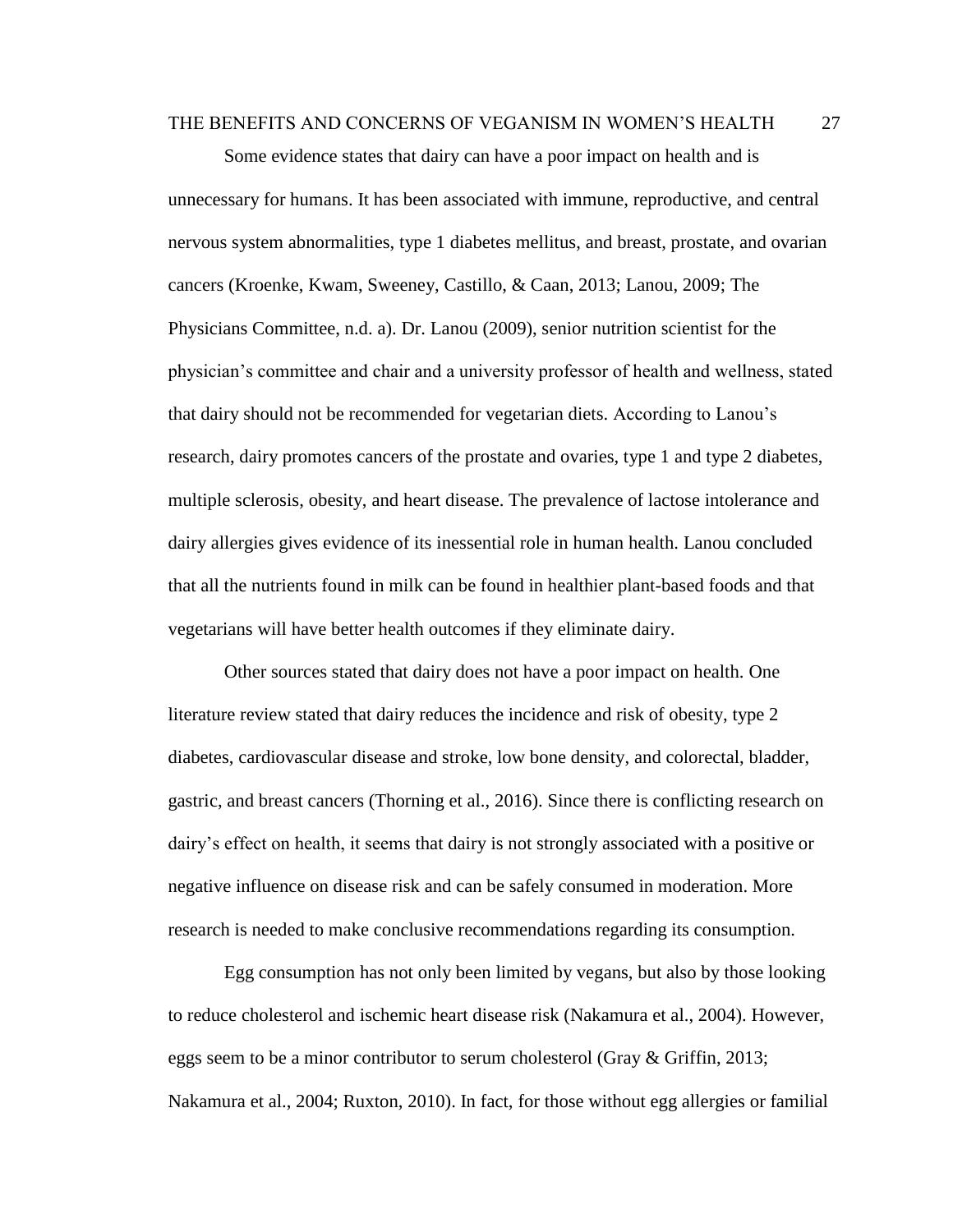Some evidence states that dairy can have a poor impact on health and is unnecessary for humans. It has been associated with immune, reproductive, and central nervous system abnormalities, type 1 diabetes mellitus, and breast, prostate, and ovarian cancers (Kroenke, Kwam, Sweeney, Castillo, & Caan, 2013; Lanou, 2009; The Physicians Committee, n.d. a). Dr. Lanou (2009), senior nutrition scientist for the physician's committee and chair and a university professor of health and wellness, stated that dairy should not be recommended for vegetarian diets. According to Lanou's research, dairy promotes cancers of the prostate and ovaries, type 1 and type 2 diabetes, multiple sclerosis, obesity, and heart disease. The prevalence of lactose intolerance and dairy allergies gives evidence of its inessential role in human health. Lanou concluded that all the nutrients found in milk can be found in healthier plant-based foods and that vegetarians will have better health outcomes if they eliminate dairy.

Other sources stated that dairy does not have a poor impact on health. One literature review stated that dairy reduces the incidence and risk of obesity, type 2 diabetes, cardiovascular disease and stroke, low bone density, and colorectal, bladder, gastric, and breast cancers (Thorning et al., 2016). Since there is conflicting research on dairy's effect on health, it seems that dairy is not strongly associated with a positive or negative influence on disease risk and can be safely consumed in moderation. More research is needed to make conclusive recommendations regarding its consumption.

Egg consumption has not only been limited by vegans, but also by those looking to reduce cholesterol and ischemic heart disease risk (Nakamura et al., 2004). However, eggs seem to be a minor contributor to serum cholesterol (Gray & Griffin, 2013; Nakamura et al., 2004; Ruxton, 2010). In fact, for those without egg allergies or familial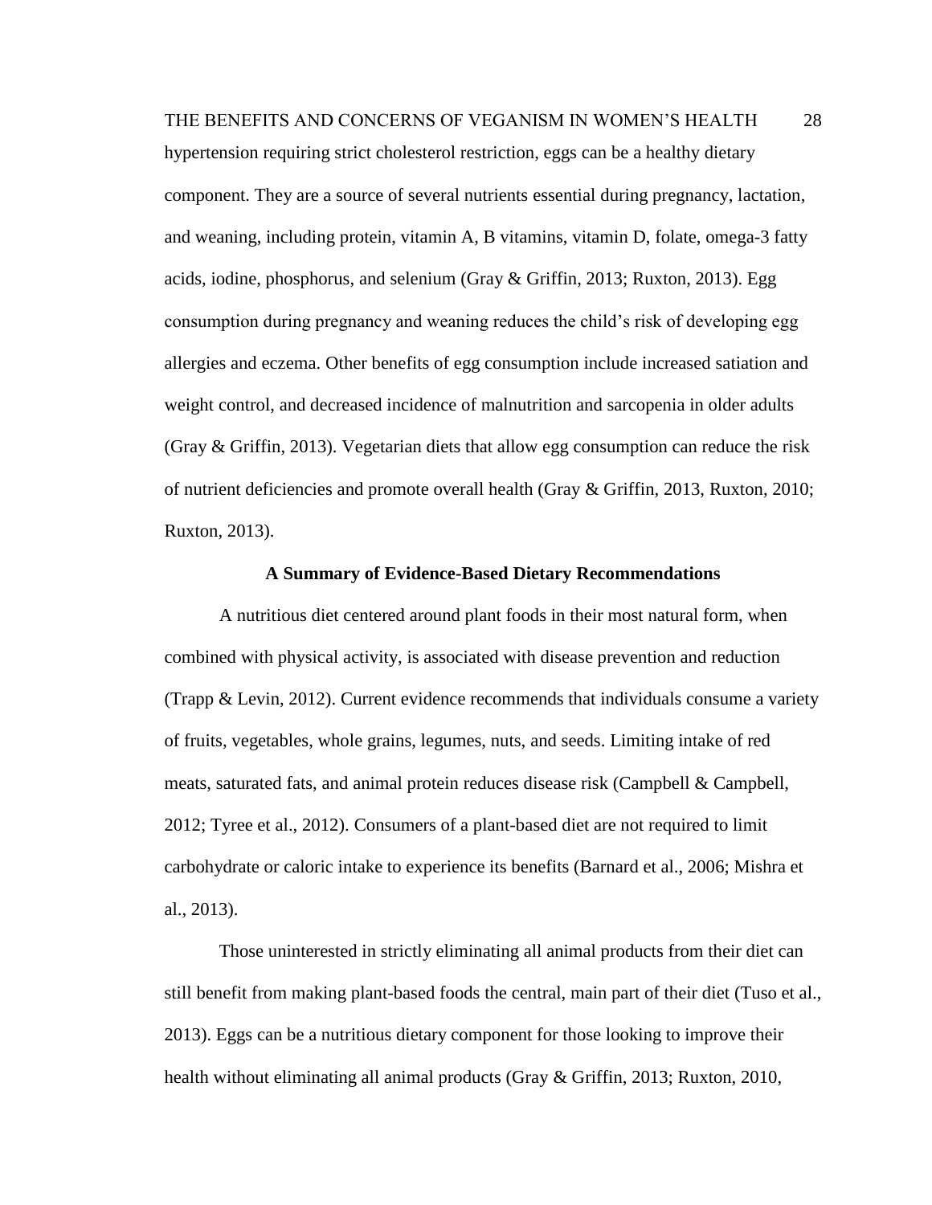hypertension requiring strict cholesterol restriction, eggs can be a healthy dietary component. They are a source of several nutrients essential during pregnancy, lactation, and weaning, including protein, vitamin A, B vitamins, vitamin D, folate, omega-3 fatty acids, iodine, phosphorus, and selenium (Gray & Griffin, 2013; Ruxton, 2013). Egg consumption during pregnancy and weaning reduces the child's risk of developing egg allergies and eczema. Other benefits of egg consumption include increased satiation and weight control, and decreased incidence of malnutrition and sarcopenia in older adults (Gray & Griffin, 2013). Vegetarian diets that allow egg consumption can reduce the risk of nutrient deficiencies and promote overall health (Gray & Griffin, 2013, Ruxton, 2010; Ruxton, 2013).

## A Summary of Evidence-Based Dietary Recommendations

A nutritious diet centered around plant foods in their most natural form, when combined with physical activity, is associated with disease prevention and reduction (Trapp & Levin, 2012). Current evidence recommends that individuals consume a variety of fruits, vegetables, whole grains, legumes, nuts, and seeds. Limiting intake of red meats, saturated fats, and animal protein reduces disease risk (Campbell & Campbell, 2012; Tyree et al., 2012). Consumers of a plant-based diet are not required to limit carbohydrate or caloric intake to experience its benefits (Barnard et al., 2006; Mishra et al., 2013).

Those uninterested in strictly eliminating all animal products from their diet can still benefit from making plant-based foods the central, main part of their diet (Tuso et al., 2013). Eggs can be a nutritious dietary component for those looking to improve their health without eliminating all animal products (Gray & Griffin, 2013; Ruxton, 2010,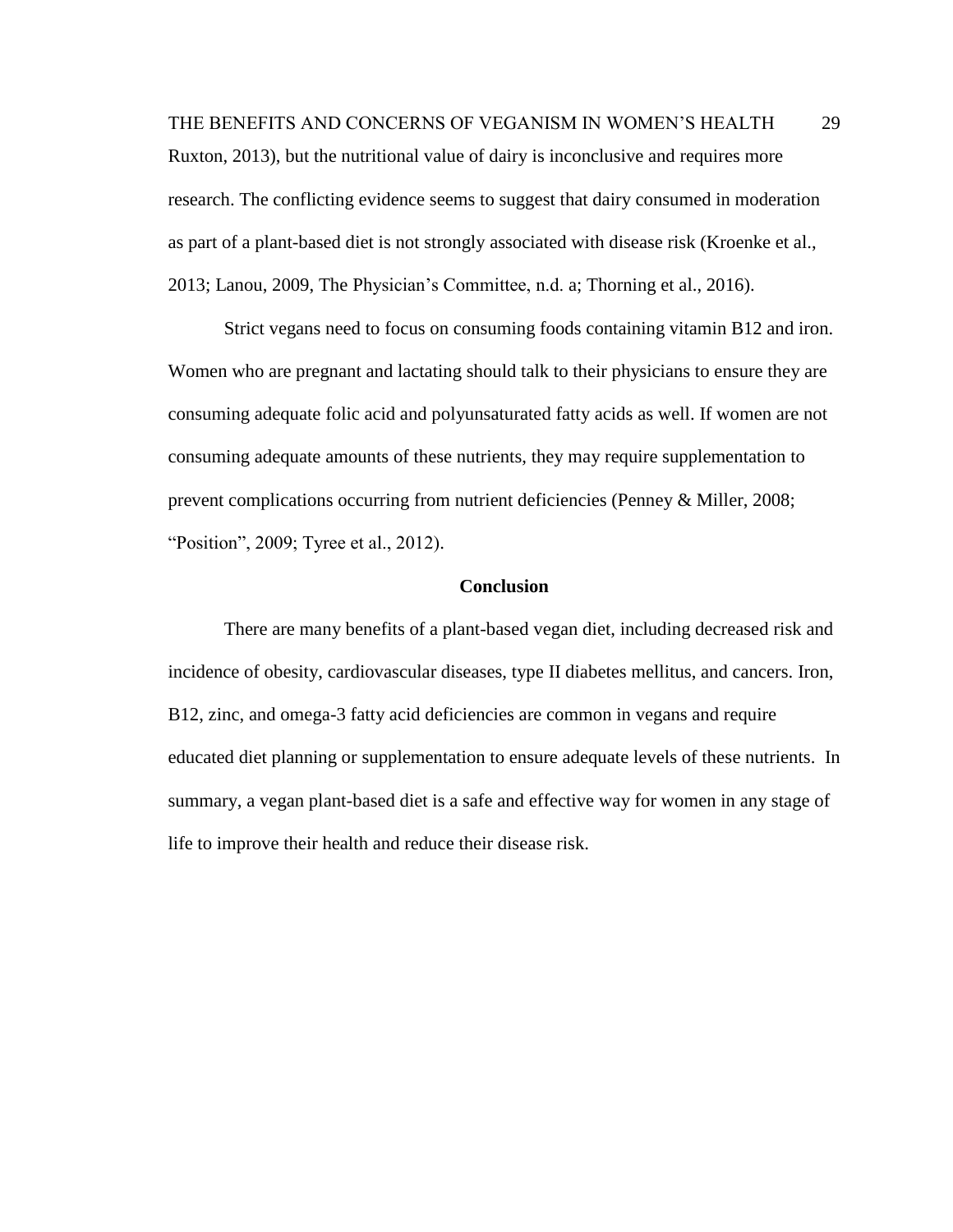Ruxton, 2013), but the nutritional value of dairy is inconclusive and requires more research. The conflicting evidence seems to suggest that dairy consumed in moderation as part of a plant-based diet is not strongly associated with disease risk (Kroenke et al., 2013; Lanou, 2009, The Physician's Committee, n.d. a; Thorning et al., 2016).

Strict vegans need to focus on consuming foods containing vitamin B12 and iron. Women who are pregnant and lactating should talk to their physicians to ensure they are consuming adequate folic acid and polyunsaturated fatty acids as well. If women are not consuming adequate amounts of these nutrients, they may require supplementation to prevent complications occurring from nutrient deficiencies (Penney & Miller, 2008; "Position", 2009; Tyree et al., 2012).

## Conclusion

There are many benefits of a plant-based vegan diet, including decreased risk and incidence of obesity, cardiovascular diseases, type II diabetes mellitus, and cancers. Iron, B12, zinc, and omega-3 fatty acid deficiencies are common in vegans and require educated diet planning or supplementation to ensure adequate levels of these nutrients. In summary, a vegan plant-based diet is a safe and effective way for women in any stage of life to improve their health and reduce their disease risk.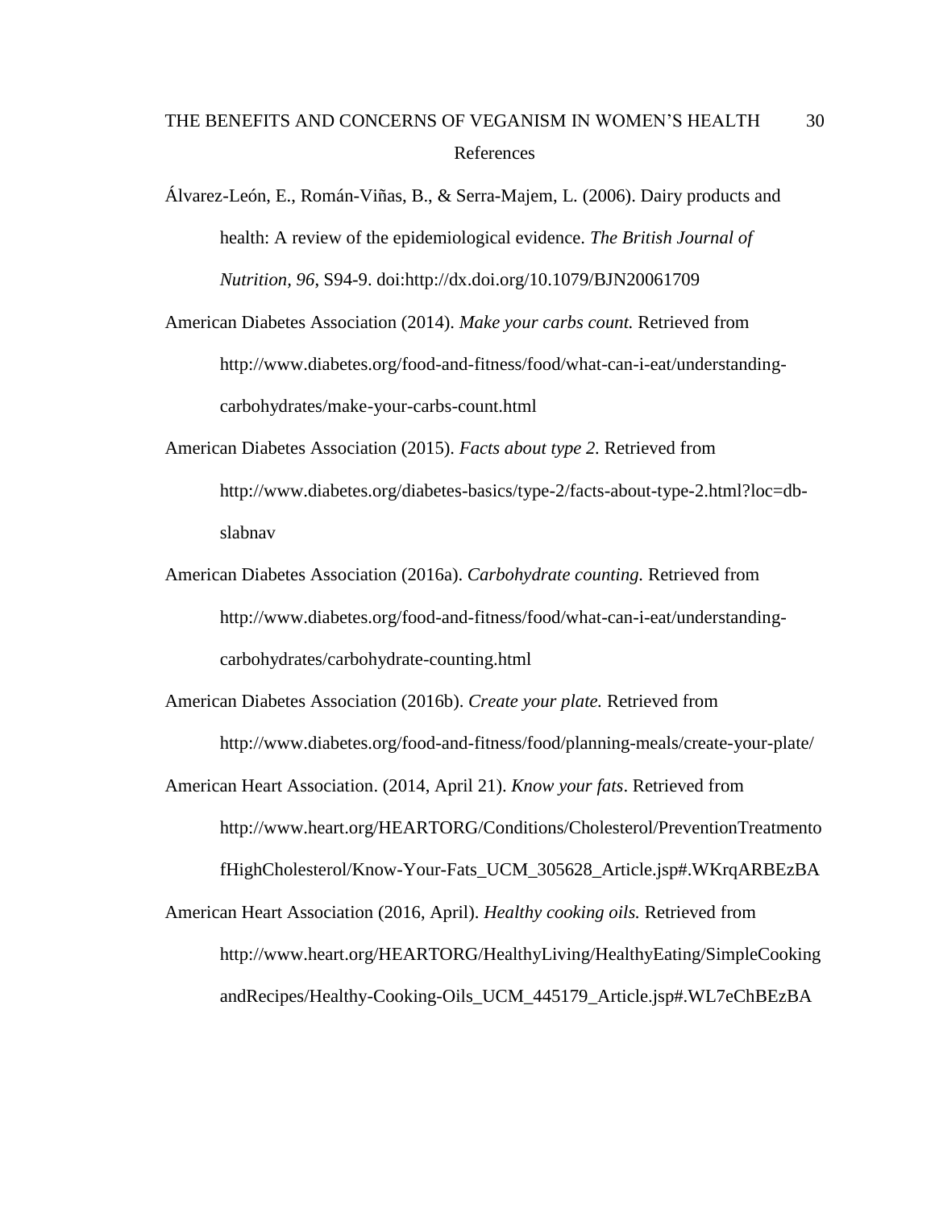# References

Álvarez-León, E., Román-Viñas, B., & Serra-Majem, L. (2006). Dairy products and health: A review of the epidemiological evidence. *The British Journal of Nutrition, 96*, S94-9. doi:http://dx.doi.org/10.1079/BJN20061709

American Diabetes Association (2014). *Make your carbs count.* Retrieved from http://www.diabetes.org/food-and-fitness/food/what-can-i-eat/understanding-carbohydrates/make-your-carbs-count.html

American Diabetes Association (2015). *Facts about type 2.* Retrieved from http://www.diabetes.org/diabetes-basics/type-2/facts-about-type-2.html?loc=db-slabnav

American Diabetes Association (2016a). *Carbohydrate counting.* Retrieved from http://www.diabetes.org/food-and-fitness/food/what-can-i-eat/understanding-carbohydrates/carbohydrate-counting.html

American Diabetes Association (2016b). *Create your plate.* Retrieved from http://www.diabetes.org/food-and-fitness/food/planning-meals/create-your-plate/

American Heart Association. (2014, April 21). *Know your fats*. Retrieved from http://www.heart.org/HEARTORG/Conditions/Cholesterol/PreventionTreatmentofHighCholesterol/Know-Your-Fats_UCM_305628_Article.jsp#.WKrqARBEzBA

American Heart Association (2016, April). *Healthy cooking oils.* Retrieved from http://www.heart.org/HEARTORG/HealthyLiving/HealthyEating/SimpleCookingandRecipes/Healthy-Cooking-Oils_UCM_445179_Article.jsp#.WL7eChBEzBA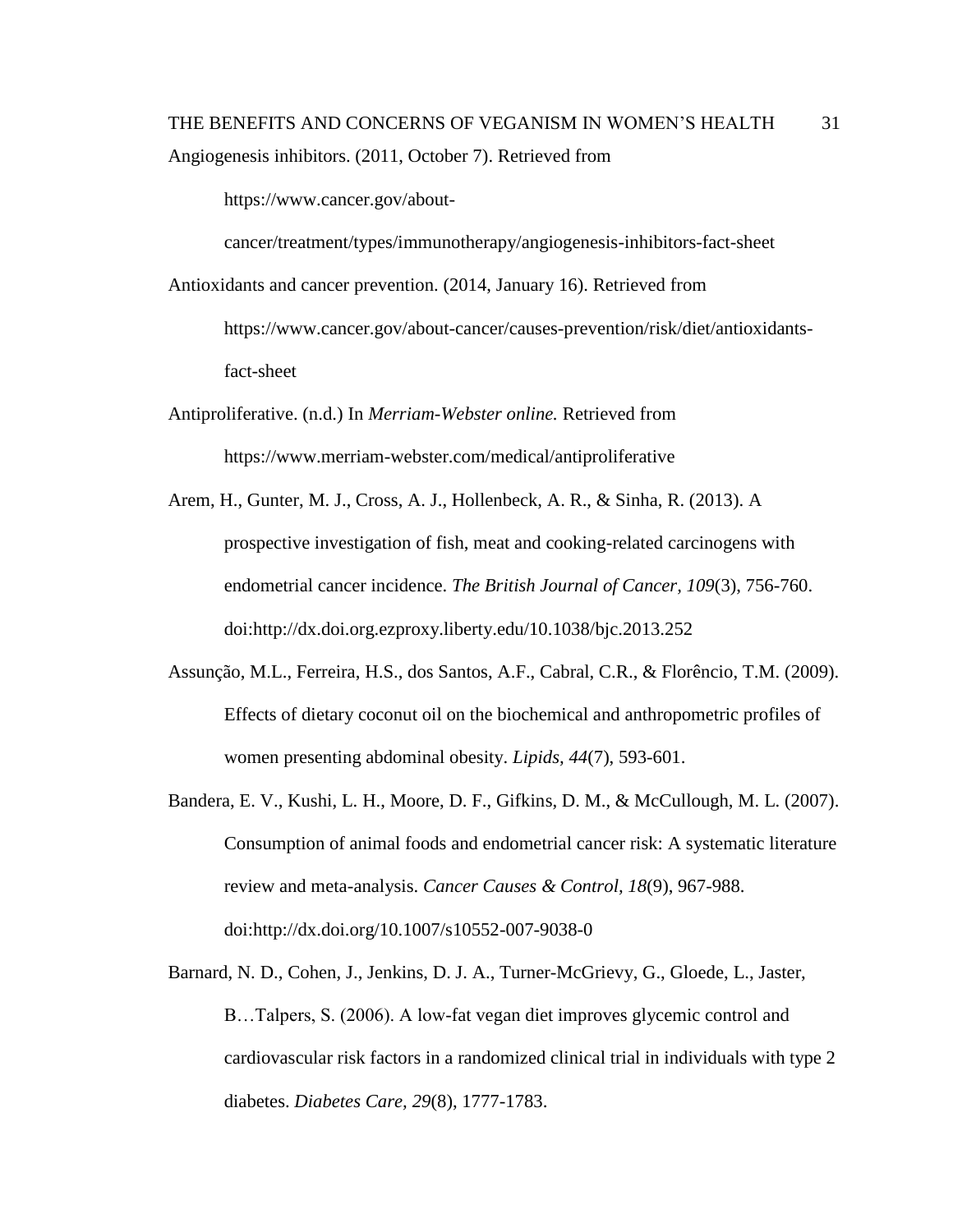Angiogenesis inhibitors. (2011, October 7). Retrieved from https://www.cancer.gov/about-cancer/treatment/types/immunotherapy/angiogenesis-inhibitors-fact-sheet

Antioxidants and cancer prevention. (2014, January 16). Retrieved from https://www.cancer.gov/about-cancer/causes-prevention/risk/diet/antioxidants-fact-sheet

Antiproliferative. (n.d.) In *Merriam-Webster online.* Retrieved from https://www.merriam-webster.com/medical/antiproliferative

Arem, H., Gunter, M. J., Cross, A. J., Hollenbeck, A. R., & Sinha, R. (2013). A prospective investigation of fish, meat and cooking-related carcinogens with endometrial cancer incidence. *The British Journal of Cancer, 109*(3), 756-760. doi:http://dx.doi.org.ezproxy.liberty.edu/10.1038/bjc.2013.252

Assunção, M.L., Ferreira, H.S., dos Santos, A.F., Cabral, C.R., & Florêncio, T.M. (2009). Effects of dietary coconut oil on the biochemical and anthropometric profiles of women presenting abdominal obesity. *Lipids, 44*(7), 593-601.

Bandera, E. V., Kushi, L. H., Moore, D. F., Gifkins, D. M., & McCullough, M. L. (2007). Consumption of animal foods and endometrial cancer risk: A systematic literature review and meta-analysis. *Cancer Causes & Control, 18*(9), 967-988. doi:http://dx.doi.org/10.1007/s10552-007-9038-0

Barnard, N. D., Cohen, J., Jenkins, D. J. A., Turner-McGrievy, G., Gloede, L., Jaster, B…Talpers, S. (2006). A low-fat vegan diet improves glycemic control and cardiovascular risk factors in a randomized clinical trial in individuals with type 2 diabetes. *Diabetes Care, 29*(8), 1777-1783.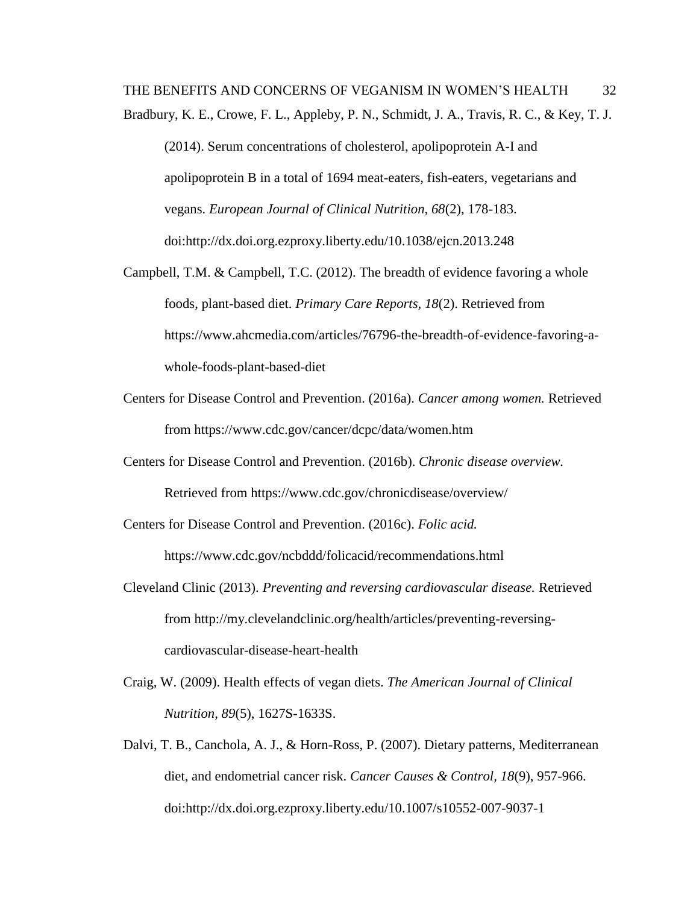Bradbury, K. E., Crowe, F. L., Appleby, P. N., Schmidt, J. A., Travis, R. C., & Key, T. J. (2014). Serum concentrations of cholesterol, apolipoprotein A-I and apolipoprotein B in a total of 1694 meat-eaters, fish-eaters, vegetarians and vegans. *European Journal of Clinical Nutrition, 68*(2), 178-183. doi:http://dx.doi.org.ezproxy.liberty.edu/10.1038/ejcn.2013.248

Campbell, T.M. & Campbell, T.C. (2012). The breadth of evidence favoring a whole foods, plant-based diet. *Primary Care Reports, 18*(2). Retrieved from https://www.ahcmedia.com/articles/76796-the-breadth-of-evidence-favoring-a-whole-foods-plant-based-diet

Centers for Disease Control and Prevention. (2016a). *Cancer among women.* Retrieved from https://www.cdc.gov/cancer/dcpc/data/women.htm

Centers for Disease Control and Prevention. (2016b). *Chronic disease overview.* Retrieved from https://www.cdc.gov/chronicdisease/overview/

Centers for Disease Control and Prevention. (2016c). *Folic acid.* https://www.cdc.gov/ncbddd/folicacid/recommendations.html

Cleveland Clinic (2013). *Preventing and reversing cardiovascular disease.* Retrieved from http://my.clevelandclinic.org/health/articles/preventing-reversing-cardiovascular-disease-heart-health

Craig, W. (2009). Health effects of vegan diets. *The American Journal of Clinical Nutrition, 89*(5), 1627S-1633S.

Dalvi, T. B., Canchola, A. J., & Horn-Ross, P. (2007). Dietary patterns, Mediterranean diet, and endometrial cancer risk. *Cancer Causes & Control, 18*(9), 957-966. doi:http://dx.doi.org.ezproxy.liberty.edu/10.1007/s10552-007-9037-1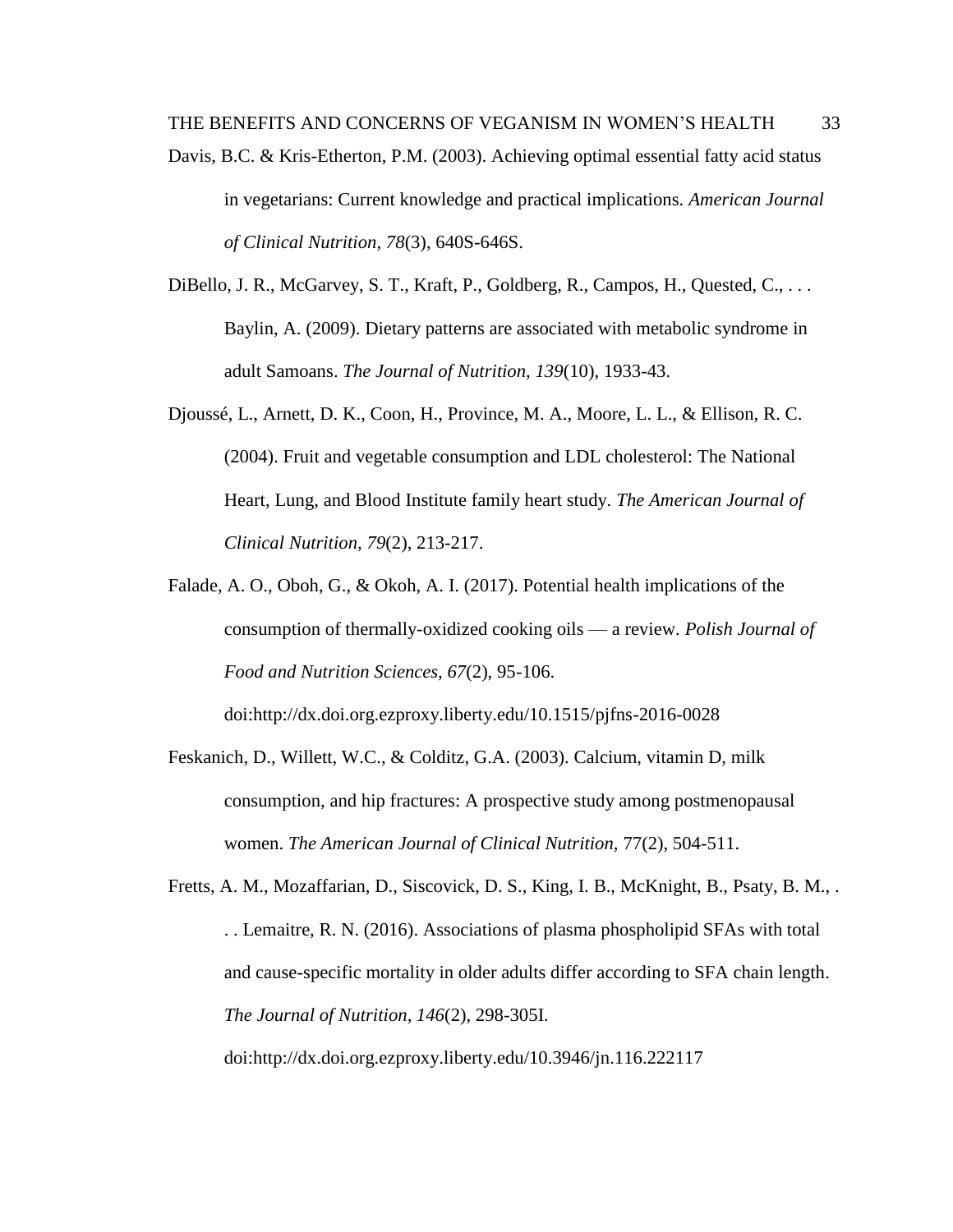Davis, B.C. & Kris-Etherton, P.M. (2003). Achieving optimal essential fatty acid status in vegetarians: Current knowledge and practical implications. *American Journal of Clinical Nutrition, 78*(3), 640S-646S.

DiBello, J. R., McGarvey, S. T., Kraft, P., Goldberg, R., Campos, H., Quested, C., . . . Baylin, A. (2009). Dietary patterns are associated with metabolic syndrome in adult Samoans. *The Journal of Nutrition, 139*(10), 1933-43.

Djoussé, L., Arnett, D. K., Coon, H., Province, M. A., Moore, L. L., & Ellison, R. C. (2004). Fruit and vegetable consumption and LDL cholesterol: The National Heart, Lung, and Blood Institute family heart study. *The American Journal of Clinical Nutrition, 79*(2), 213-217.

Falade, A. O., Oboh, G., & Okoh, A. I. (2017). Potential health implications of the consumption of thermally-oxidized cooking oils — a review. *Polish Journal of Food and Nutrition Sciences, 67*(2), 95-106. doi:http://dx.doi.org.ezproxy.liberty.edu/10.1515/pjfns-2016-0028

Feskanich, D., Willett, W.C., & Colditz, G.A. (2003). Calcium, vitamin D, milk consumption, and hip fractures: A prospective study among postmenopausal women. *The American Journal of Clinical Nutrition,* 77(2), 504-511.

Fretts, A. M., Mozaffarian, D., Siscovick, D. S., King, I. B., McKnight, B., Psaty, B. M., . . . Lemaitre, R. N. (2016). Associations of plasma phospholipid SFAs with total and cause-specific mortality in older adults differ according to SFA chain length. *The Journal of Nutrition, 146*(2), 298-305I. doi:http://dx.doi.org.ezproxy.liberty.edu/10.3946/jn.116.222117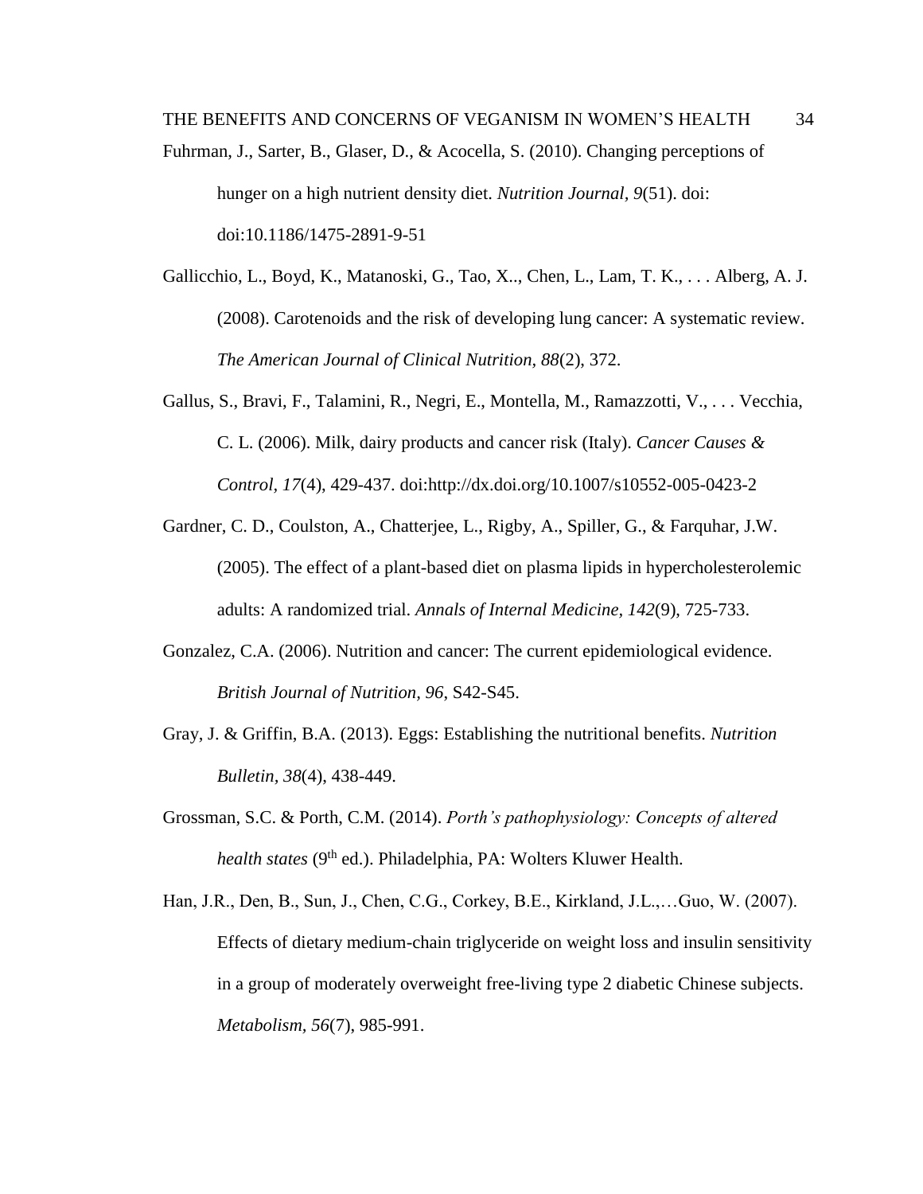Fuhrman, J., Sarter, B., Glaser, D., & Acocella, S. (2010). Changing perceptions of hunger on a high nutrient density diet. *Nutrition Journal, 9*(51). doi: doi:10.1186/1475-2891-9-51

Gallicchio, L., Boyd, K., Matanoski, G., Tao, X.., Chen, L., Lam, T. K., . . . Alberg, A. J. (2008). Carotenoids and the risk of developing lung cancer: A systematic review. *The American Journal of Clinical Nutrition, 88*(2), 372.

Gallus, S., Bravi, F., Talamini, R., Negri, E., Montella, M., Ramazzotti, V., . . . Vecchia, C. L. (2006). Milk, dairy products and cancer risk (Italy). *Cancer Causes & Control, 17*(4), 429-437. doi:http://dx.doi.org/10.1007/s10552-005-0423-2

Gardner, C. D., Coulston, A., Chatterjee, L., Rigby, A., Spiller, G., & Farquhar, J.W. (2005). The effect of a plant-based diet on plasma lipids in hypercholesterolemic adults: A randomized trial. *Annals of Internal Medicine, 142*(9), 725-733.

Gonzalez, C.A. (2006). Nutrition and cancer: The current epidemiological evidence. *British Journal of Nutrition, 96*, S42-S45.

Gray, J. & Griffin, B.A. (2013). Eggs: Establishing the nutritional benefits. *Nutrition Bulletin, 38*(4), 438-449.

Grossman, S.C. & Porth, C.M. (2014). *Porth's pathophysiology: Concepts of altered health states* (9th ed.). Philadelphia, PA: Wolters Kluwer Health.

Han, J.R., Den, B., Sun, J., Chen, C.G., Corkey, B.E., Kirkland, J.L.,…Guo, W. (2007). Effects of dietary medium-chain triglyceride on weight loss and insulin sensitivity in a group of moderately overweight free-living type 2 diabetic Chinese subjects. *Metabolism, 56*(7), 985-991.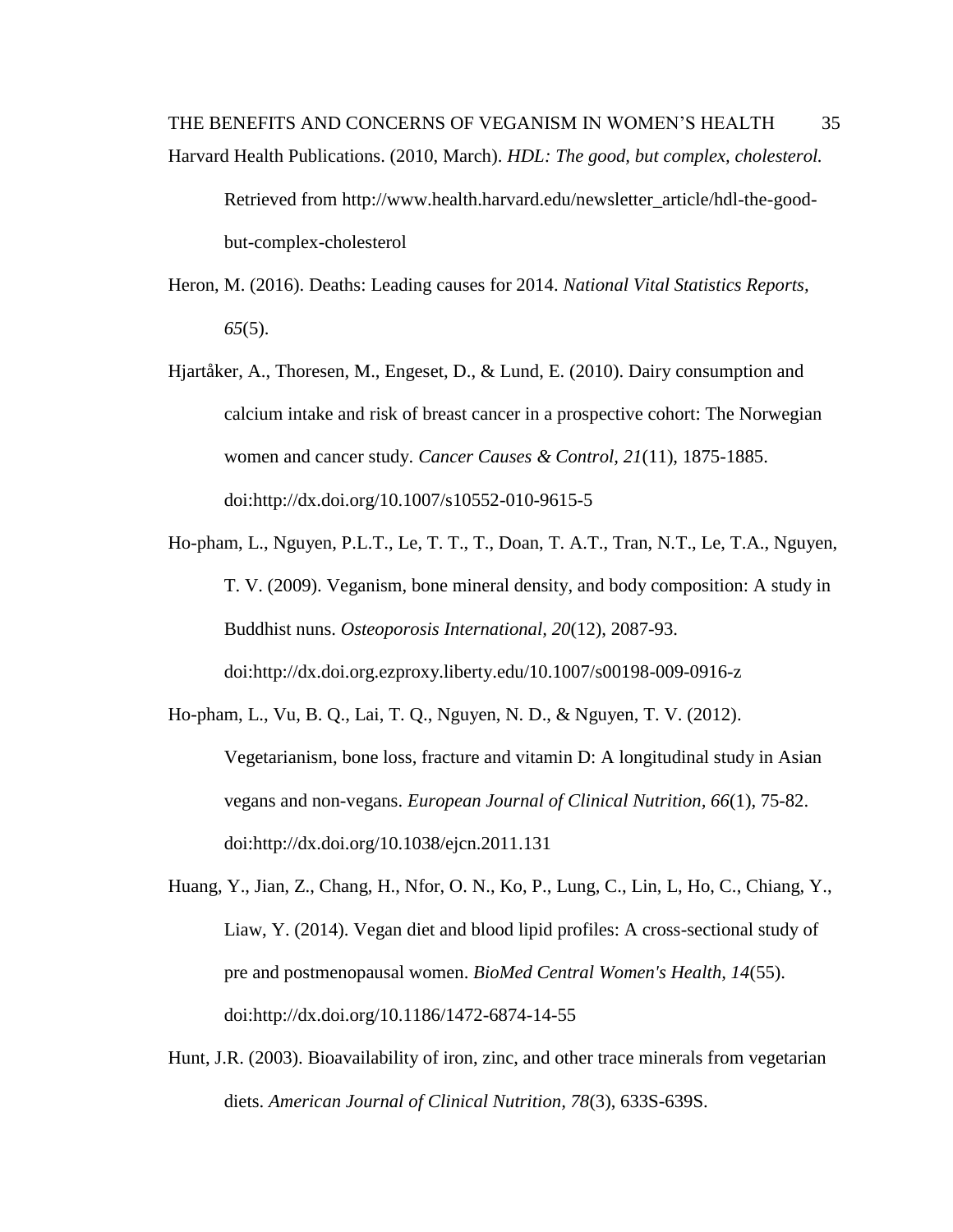Harvard Health Publications. (2010, March). *HDL: The good, but complex, cholesterol.* Retrieved from http://www.health.harvard.edu/newsletter_article/hdl-the-good-but-complex-cholesterol

Heron, M. (2016). Deaths: Leading causes for 2014. *National Vital Statistics Reports, 65*(5).

Hjartåker, A., Thoresen, M., Engeset, D., & Lund, E. (2010). Dairy consumption and calcium intake and risk of breast cancer in a prospective cohort: The Norwegian women and cancer study. *Cancer Causes & Control, 21*(11), 1875-1885. doi:http://dx.doi.org/10.1007/s10552-010-9615-5

Ho-pham, L., Nguyen, P.L.T., Le, T. T., T., Doan, T. A.T., Tran, N.T., Le, T.A., Nguyen, T. V. (2009). Veganism, bone mineral density, and body composition: A study in Buddhist nuns. *Osteoporosis International, 20*(12), 2087-93. doi:http://dx.doi.org.ezproxy.liberty.edu/10.1007/s00198-009-0916-z

Ho-pham, L., Vu, B. Q., Lai, T. Q., Nguyen, N. D., & Nguyen, T. V. (2012). Vegetarianism, bone loss, fracture and vitamin D: A longitudinal study in Asian vegans and non-vegans. *European Journal of Clinical Nutrition, 66*(1), 75-82. doi:http://dx.doi.org/10.1038/ejcn.2011.131

Huang, Y., Jian, Z., Chang, H., Nfor, O. N., Ko, P., Lung, C., Lin, L, Ho, C., Chiang, Y., Liaw, Y. (2014). Vegan diet and blood lipid profiles: A cross-sectional study of pre and postmenopausal women. *BioMed Central Women's Health, 14*(55). doi:http://dx.doi.org/10.1186/1472-6874-14-55

Hunt, J.R. (2003). Bioavailability of iron, zinc, and other trace minerals from vegetarian diets. *American Journal of Clinical Nutrition, 78*(3), 633S-639S.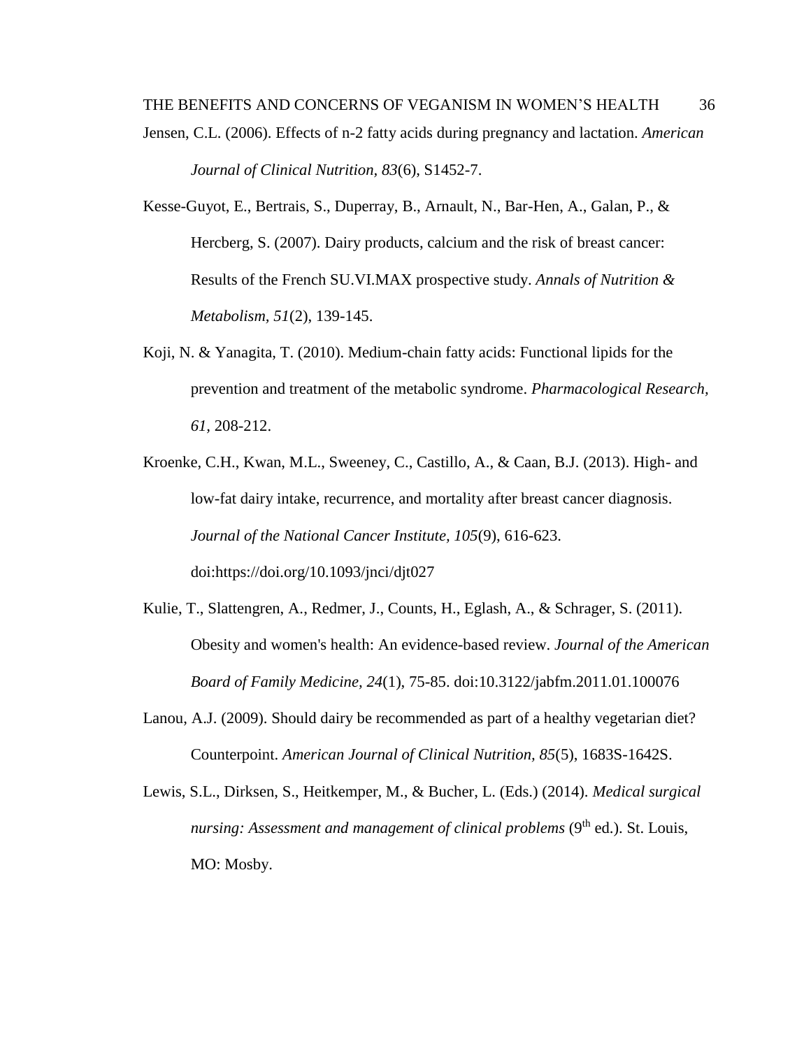Jensen, C.L. (2006). Effects of n-2 fatty acids during pregnancy and lactation. *American Journal of Clinical Nutrition*, *83*(6), S1452-7.

Kesse-Guyot, E., Bertrais, S., Duperray, B., Arnault, N., Bar-Hen, A., Galan, P., & Hercberg, S. (2007). Dairy products, calcium and the risk of breast cancer: Results of the French SU.VI.MAX prospective study. *Annals of Nutrition & Metabolism*, *51*(2), 139-145.

Koji, N. & Yanagita, T. (2010). Medium-chain fatty acids: Functional lipids for the prevention and treatment of the metabolic syndrome. *Pharmacological Research, 61*, 208-212.

Kroenke, C.H., Kwan, M.L., Sweeney, C., Castillo, A., & Caan, B.J. (2013). High- and low-fat dairy intake, recurrence, and mortality after breast cancer diagnosis. *Journal of the National Cancer Institute, 105*(9), 616-623. doi:https://doi.org/10.1093/jnci/djt027

Kulie, T., Slattengren, A., Redmer, J., Counts, H., Eglash, A., & Schrager, S. (2011). Obesity and women's health: An evidence-based review. *Journal of the American Board of Family Medicine, 24*(1), 75-85. doi:10.3122/jabfm.2011.01.100076

Lanou, A.J. (2009). Should dairy be recommended as part of a healthy vegetarian diet? Counterpoint. *American Journal of Clinical Nutrition, 85*(5), 1683S-1642S.

Lewis, S.L., Dirksen, S., Heitkemper, M., & Bucher, L. (Eds.) (2014). *Medical surgical nursing: Assessment and management of clinical problems* (9th ed.). St. Louis, MO: Mosby.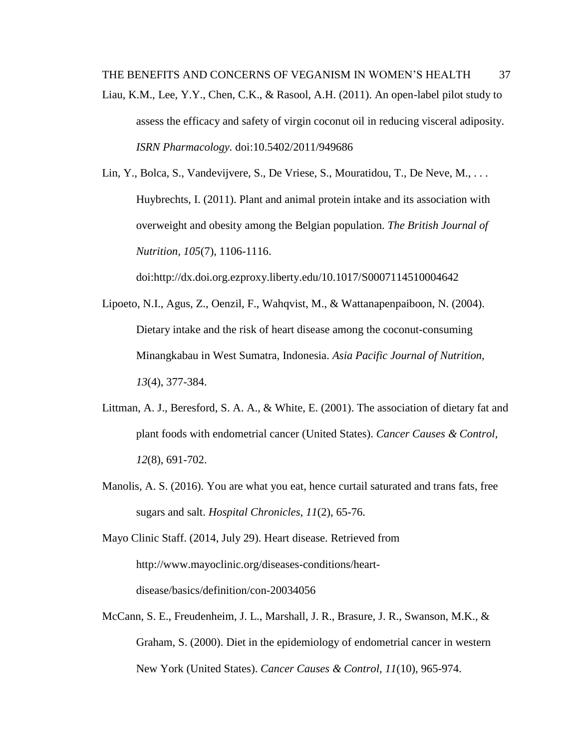Liau, K.M., Lee, Y.Y., Chen, C.K., & Rasool, A.H. (2011). An open-label pilot study to assess the efficacy and safety of virgin coconut oil in reducing visceral adiposity. *ISRN Pharmacology.* doi:10.5402/2011/949686

Lin, Y., Bolca, S., Vandevijvere, S., De Vriese, S., Mouratidou, T., De Neve, M., . . . Huybrechts, I. (2011). Plant and animal protein intake and its association with overweight and obesity among the Belgian population. *The British Journal of Nutrition, 105*(7), 1106-1116. doi:http://dx.doi.org.ezproxy.liberty.edu/10.1017/S0007114510004642

Lipoeto, N.I., Agus, Z., Oenzil, F., Wahqvist, M., & Wattanapenpaiboon, N. (2004). Dietary intake and the risk of heart disease among the coconut-consuming Minangkabau in West Sumatra, Indonesia. *Asia Pacific Journal of Nutrition, 13*(4), 377-384.

Littman, A. J., Beresford, S. A. A., & White, E. (2001). The association of dietary fat and plant foods with endometrial cancer (United States). *Cancer Causes & Control, 12*(8), 691-702.

Manolis, A. S. (2016). You are what you eat, hence curtail saturated and trans fats, free sugars and salt. *Hospital Chronicles, 11*(2), 65-76.

Mayo Clinic Staff. (2014, July 29). Heart disease. Retrieved from http://www.mayoclinic.org/diseases-conditions/heart-disease/basics/definition/con-20034056

McCann, S. E., Freudenheim, J. L., Marshall, J. R., Brasure, J. R., Swanson, M.K., & Graham, S. (2000). Diet in the epidemiology of endometrial cancer in western New York (United States). *Cancer Causes & Control, 11*(10), 965-974.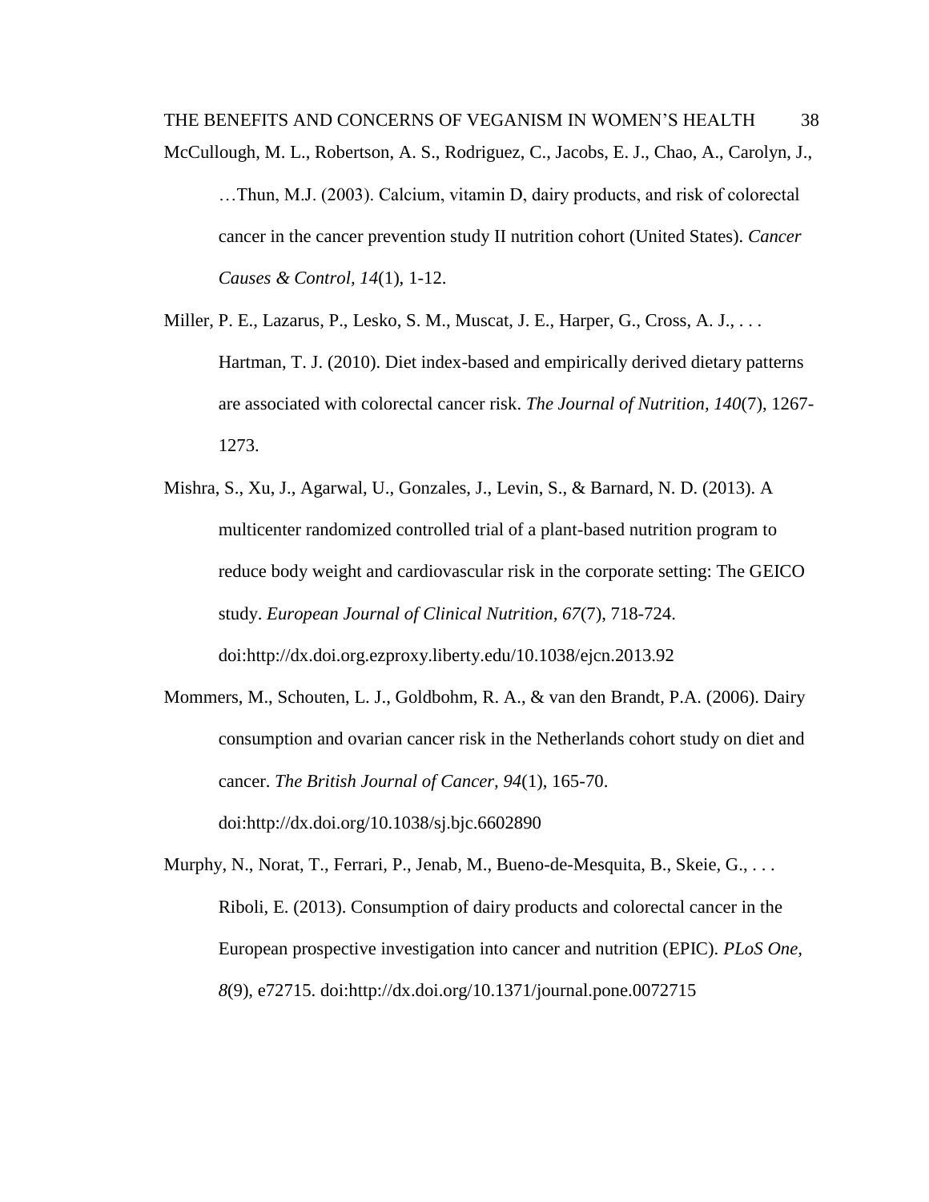McCullough, M. L., Robertson, A. S., Rodriguez, C., Jacobs, E. J., Chao, A., Carolyn, J., …Thun, M.J. (2003). Calcium, vitamin D, dairy products, and risk of colorectal cancer in the cancer prevention study II nutrition cohort (United States). *Cancer Causes & Control, 14*(1), 1-12.

Miller, P. E., Lazarus, P., Lesko, S. M., Muscat, J. E., Harper, G., Cross, A. J., . . . Hartman, T. J. (2010). Diet index-based and empirically derived dietary patterns are associated with colorectal cancer risk. *The Journal of Nutrition, 140*(7), 1267-1273.

Mishra, S., Xu, J., Agarwal, U., Gonzales, J., Levin, S., & Barnard, N. D. (2013). A multicenter randomized controlled trial of a plant-based nutrition program to reduce body weight and cardiovascular risk in the corporate setting: The GEICO study. *European Journal of Clinical Nutrition, 67*(7), 718-724. doi:http://dx.doi.org.ezproxy.liberty.edu/10.1038/ejcn.2013.92

Mommers, M., Schouten, L. J., Goldbohm, R. A., & van den Brandt, P.A. (2006). Dairy consumption and ovarian cancer risk in the Netherlands cohort study on diet and cancer. *The British Journal of Cancer, 94*(1), 165-70. doi:http://dx.doi.org/10.1038/sj.bjc.6602890

Murphy, N., Norat, T., Ferrari, P., Jenab, M., Bueno-de-Mesquita, B., Skeie, G., . . . Riboli, E. (2013). Consumption of dairy products and colorectal cancer in the European prospective investigation into cancer and nutrition (EPIC). *PLoS One, 8*(9), e72715. doi:http://dx.doi.org/10.1371/journal.pone.0072715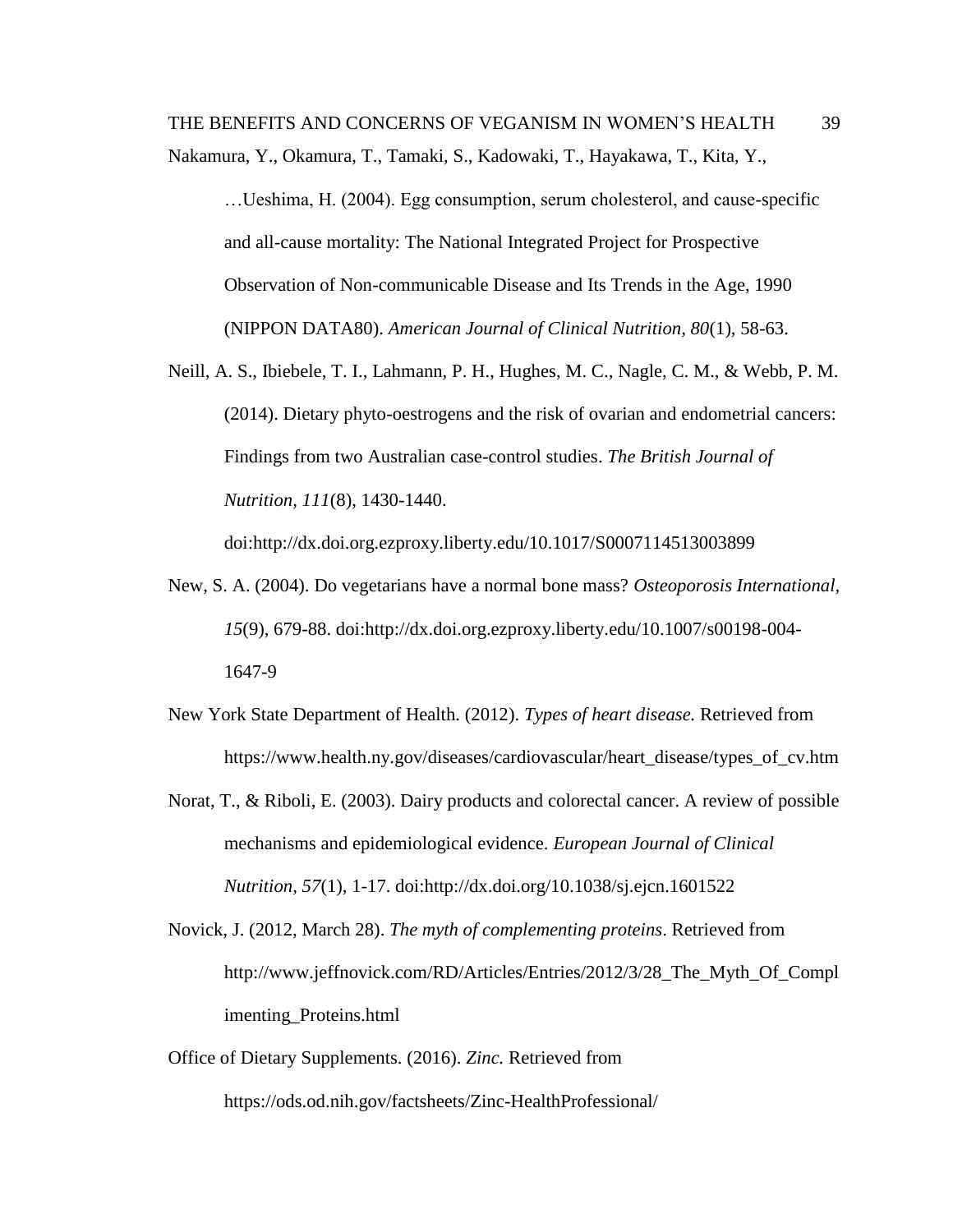Nakamura, Y., Okamura, T., Tamaki, S., Kadowaki, T., Hayakawa, T., Kita, Y., …Ueshima, H. (2004). Egg consumption, serum cholesterol, and cause-specific and all-cause mortality: The National Integrated Project for Prospective Observation of Non-communicable Disease and Its Trends in the Age, 1990 (NIPPON DATA80). *American Journal of Clinical Nutrition, 80*(1), 58-63.

Neill, A. S., Ibiebele, T. I., Lahmann, P. H., Hughes, M. C., Nagle, C. M., & Webb, P. M. (2014). Dietary phyto-oestrogens and the risk of ovarian and endometrial cancers: Findings from two Australian case-control studies. *The British Journal of Nutrition, 111*(8), 1430-1440. doi:http://dx.doi.org.ezproxy.liberty.edu/10.1017/S0007114513003899

New, S. A. (2004). Do vegetarians have a normal bone mass? *Osteoporosis International, 15*(9), 679-88. doi:http://dx.doi.org.ezproxy.liberty.edu/10.1007/s00198-004-1647-9

New York State Department of Health. (2012). *Types of heart disease.* Retrieved from https://www.health.ny.gov/diseases/cardiovascular/heart_disease/types_of_cv.htm

Norat, T., & Riboli, E. (2003). Dairy products and colorectal cancer. A review of possible mechanisms and epidemiological evidence. *European Journal of Clinical Nutrition, 57*(1), 1-17. doi:http://dx.doi.org/10.1038/sj.ejcn.1601522

Novick, J. (2012, March 28). *The myth of complementing proteins*. Retrieved from http://www.jeffnovick.com/RD/Articles/Entries/2012/3/28_The_Myth_Of_Complimenting_Proteins.html

Office of Dietary Supplements. (2016). *Zinc.* Retrieved from https://ods.od.nih.gov/factsheets/Zinc-HealthProfessional/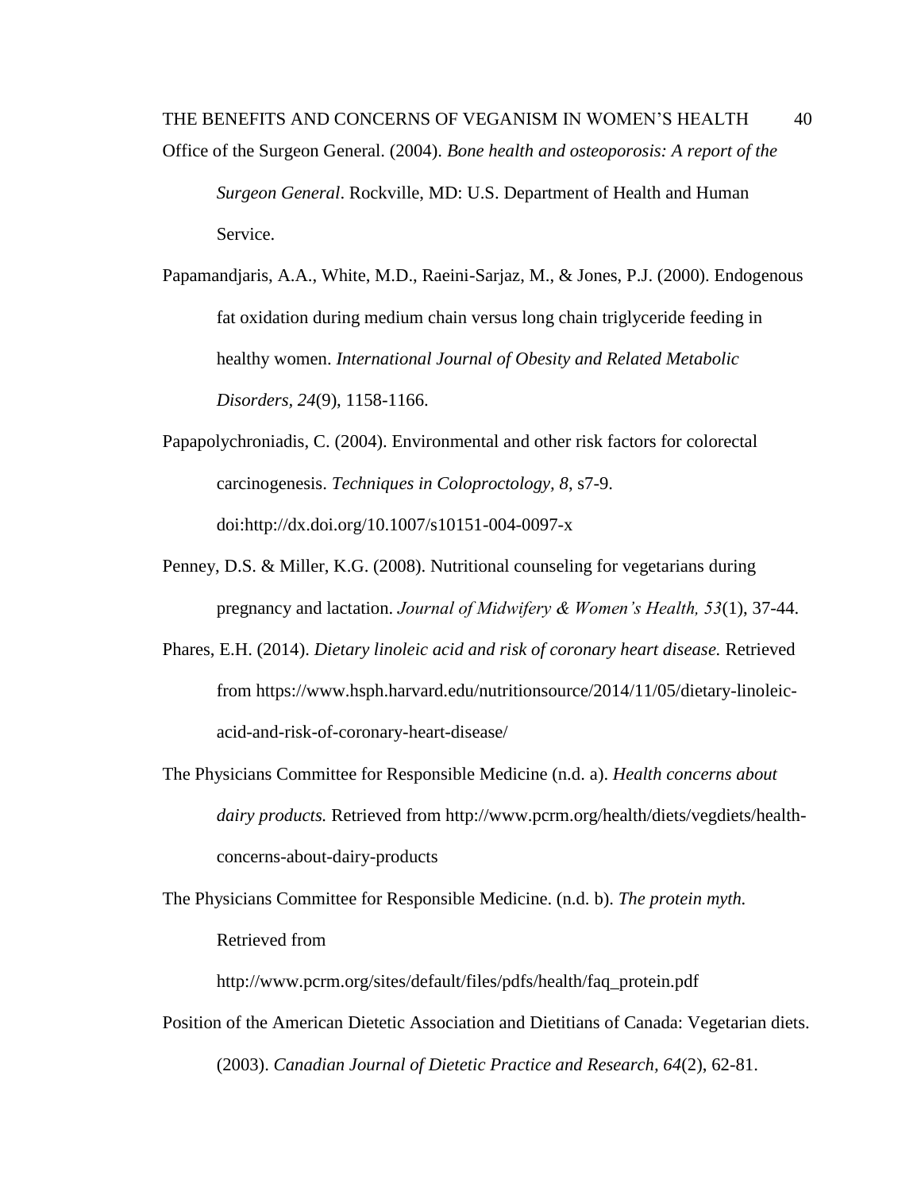Office of the Surgeon General. (2004). *Bone health and osteoporosis: A report of the Surgeon General*. Rockville, MD: U.S. Department of Health and Human Service.

Papamandjaris, A.A., White, M.D., Raeini-Sarjaz, M., & Jones, P.J. (2000). Endogenous fat oxidation during medium chain versus long chain triglyceride feeding in healthy women. *International Journal of Obesity and Related Metabolic Disorders*, *24*(9), 1158-1166.

Papapolychroniadis, C. (2004). Environmental and other risk factors for colorectal carcinogenesis. *Techniques in Coloproctology, 8*, s7-9. doi:http://dx.doi.org/10.1007/s10151-004-0097-x

Penney, D.S. & Miller, K.G. (2008). Nutritional counseling for vegetarians during pregnancy and lactation. *Journal of Midwifery & Women's Health, 53*(1), 37-44.

Phares, E.H. (2014). *Dietary linoleic acid and risk of coronary heart disease.* Retrieved from https://www.hsph.harvard.edu/nutritionsource/2014/11/05/dietary-linoleic-acid-and-risk-of-coronary-heart-disease/

The Physicians Committee for Responsible Medicine (n.d. a). *Health concerns about dairy products.* Retrieved from http://www.pcrm.org/health/diets/vegdiets/health-concerns-about-dairy-products

The Physicians Committee for Responsible Medicine. (n.d. b). *The protein myth.* Retrieved from http://www.pcrm.org/sites/default/files/pdfs/health/faq_protein.pdf

Position of the American Dietetic Association and Dietitians of Canada: Vegetarian diets. (2003). *Canadian Journal of Dietetic Practice and Research, 64*(2), 62-81.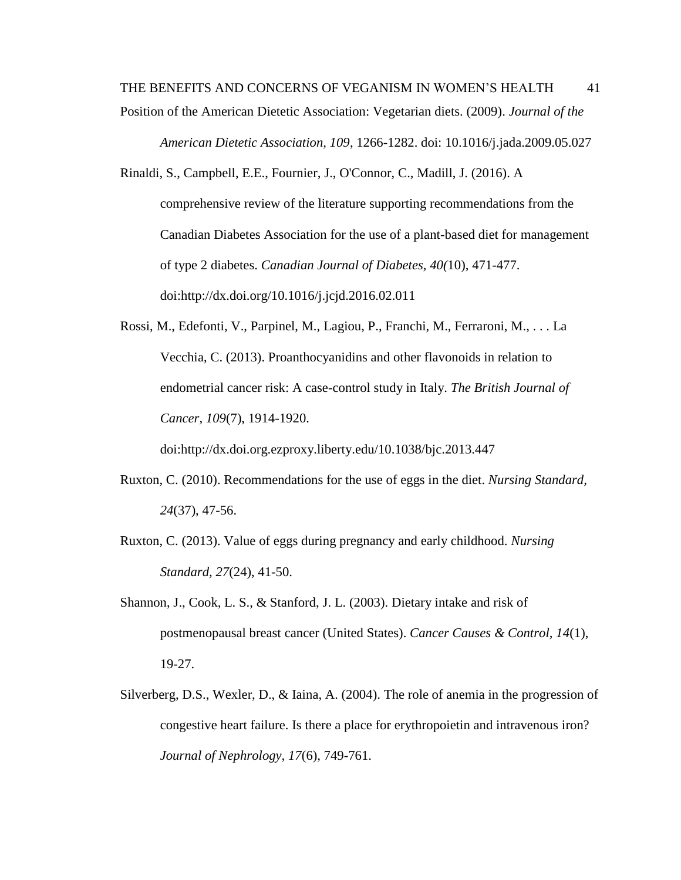Position of the American Dietetic Association: Vegetarian diets. (2009). *Journal of the American Dietetic Association, 109*, 1266-1282. doi: 10.1016/j.jada.2009.05.027

Rinaldi, S., Campbell, E.E., Fournier, J., O'Connor, C., Madill, J. (2016). A comprehensive review of the literature supporting recommendations from the Canadian Diabetes Association for the use of a plant-based diet for management of type 2 diabetes. *Canadian Journal of Diabetes, 40(*10), 471-477. doi:http://dx.doi.org/10.1016/j.jcjd.2016.02.011

Rossi, M., Edefonti, V., Parpinel, M., Lagiou, P., Franchi, M., Ferraroni, M., . . . La Vecchia, C. (2013). Proanthocyanidins and other flavonoids in relation to endometrial cancer risk: A case-control study in Italy. *The British Journal of Cancer, 109*(7), 1914-1920. doi:http://dx.doi.org.ezproxy.liberty.edu/10.1038/bjc.2013.447

Ruxton, C. (2010). Recommendations for the use of eggs in the diet. *Nursing Standard, 24*(37), 47-56.

Ruxton, C. (2013). Value of eggs during pregnancy and early childhood. *Nursing Standard, 27*(24), 41-50.

Shannon, J., Cook, L. S., & Stanford, J. L. (2003). Dietary intake and risk of postmenopausal breast cancer (United States). *Cancer Causes & Control, 14*(1), 19-27.

Silverberg, D.S., Wexler, D., & Iaina, A. (2004). The role of anemia in the progression of congestive heart failure. Is there a place for erythropoietin and intravenous iron? *Journal of Nephrology, 17*(6), 749-761.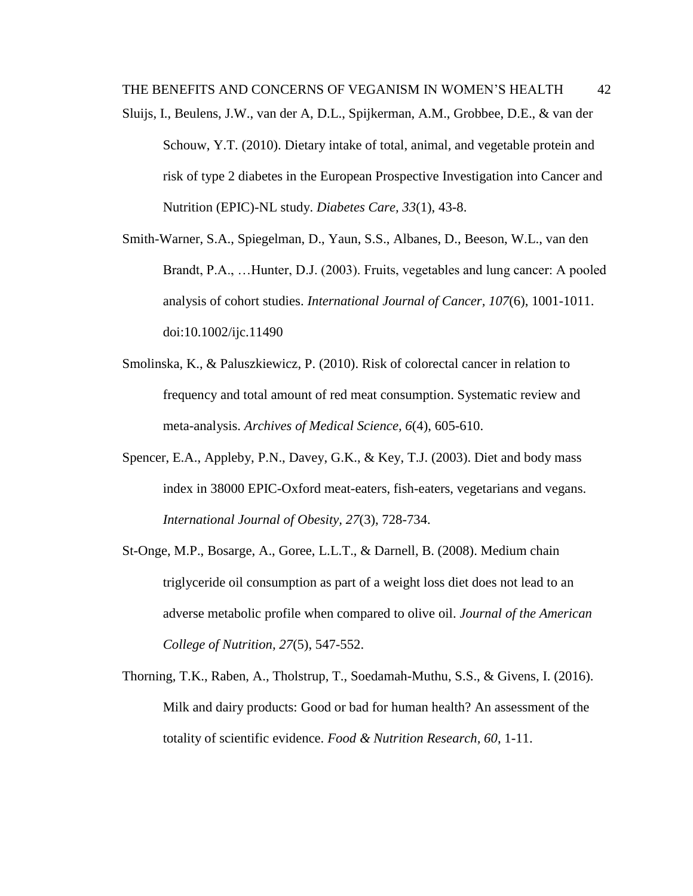Sluijs, I., Beulens, J.W., van der A, D.L., Spijkerman, A.M., Grobbee, D.E., & van der Schouw, Y.T. (2010). Dietary intake of total, animal, and vegetable protein and risk of type 2 diabetes in the European Prospective Investigation into Cancer and Nutrition (EPIC)-NL study. *Diabetes Care, 33*(1), 43-8.

Smith-Warner, S.A., Spiegelman, D., Yaun, S.S., Albanes, D., Beeson, W.L., van den Brandt, P.A., …Hunter, D.J. (2003). Fruits, vegetables and lung cancer: A pooled analysis of cohort studies. *International Journal of Cancer, 107*(6), 1001-1011. doi:10.1002/ijc.11490

Smolinska, K., & Paluszkiewicz, P. (2010). Risk of colorectal cancer in relation to frequency and total amount of red meat consumption. Systematic review and meta-analysis. *Archives of Medical Science, 6*(4), 605-610.

Spencer, E.A., Appleby, P.N., Davey, G.K., & Key, T.J. (2003). Diet and body mass index in 38000 EPIC-Oxford meat-eaters, fish-eaters, vegetarians and vegans. *International Journal of Obesity, 27*(3), 728-734.

St-Onge, M.P., Bosarge, A., Goree, L.L.T., & Darnell, B. (2008). Medium chain triglyceride oil consumption as part of a weight loss diet does not lead to an adverse metabolic profile when compared to olive oil. *Journal of the American College of Nutrition, 27*(5), 547-552.

Thorning, T.K., Raben, A., Tholstrup, T., Soedamah-Muthu, S.S., & Givens, I. (2016). Milk and dairy products: Good or bad for human health? An assessment of the totality of scientific evidence. *Food & Nutrition Research, 60*, 1-11.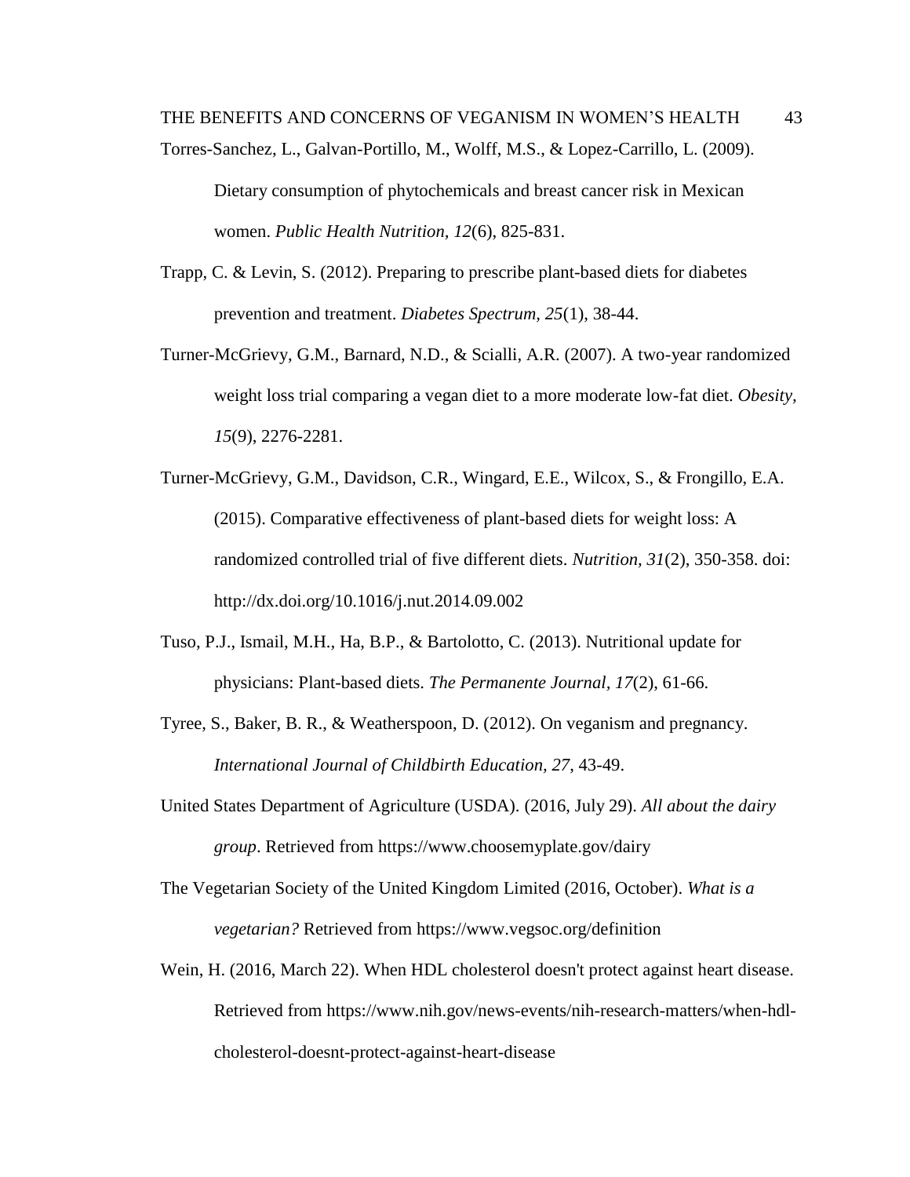Torres-Sanchez, L., Galvan-Portillo, M., Wolff, M.S., & Lopez-Carrillo, L. (2009). Dietary consumption of phytochemicals and breast cancer risk in Mexican women. *Public Health Nutrition*, *12*(6), 825-831.

Trapp, C. & Levin, S. (2012). Preparing to prescribe plant-based diets for diabetes prevention and treatment. *Diabetes Spectrum, 25*(1), 38-44.

Turner-McGrievy, G.M., Barnard, N.D., & Scialli, A.R. (2007). A two-year randomized weight loss trial comparing a vegan diet to a more moderate low-fat diet. *Obesity, 15*(9), 2276-2281.

Turner-McGrievy, G.M., Davidson, C.R., Wingard, E.E., Wilcox, S., & Frongillo, E.A. (2015). Comparative effectiveness of plant-based diets for weight loss: A randomized controlled trial of five different diets. *Nutrition, 31*(2), 350-358. doi: http://dx.doi.org/10.1016/j.nut.2014.09.002

Tuso, P.J., Ismail, M.H., Ha, B.P., & Bartolotto, C. (2013). Nutritional update for physicians: Plant-based diets. *The Permanente Journal*, *17*(2), 61-66.

Tyree, S., Baker, B. R., & Weatherspoon, D. (2012). On veganism and pregnancy. *International Journal of Childbirth Education, 27*, 43-49.

United States Department of Agriculture (USDA). (2016, July 29). *All about the dairy group*. Retrieved from https://www.choosemyplate.gov/dairy

The Vegetarian Society of the United Kingdom Limited (2016, October). *What is a vegetarian?* Retrieved from https://www.vegsoc.org/definition

Wein, H. (2016, March 22). When HDL cholesterol doesn't protect against heart disease. Retrieved from https://www.nih.gov/news-events/nih-research-matters/when-hdl-cholesterol-doesnt-protect-against-heart-disease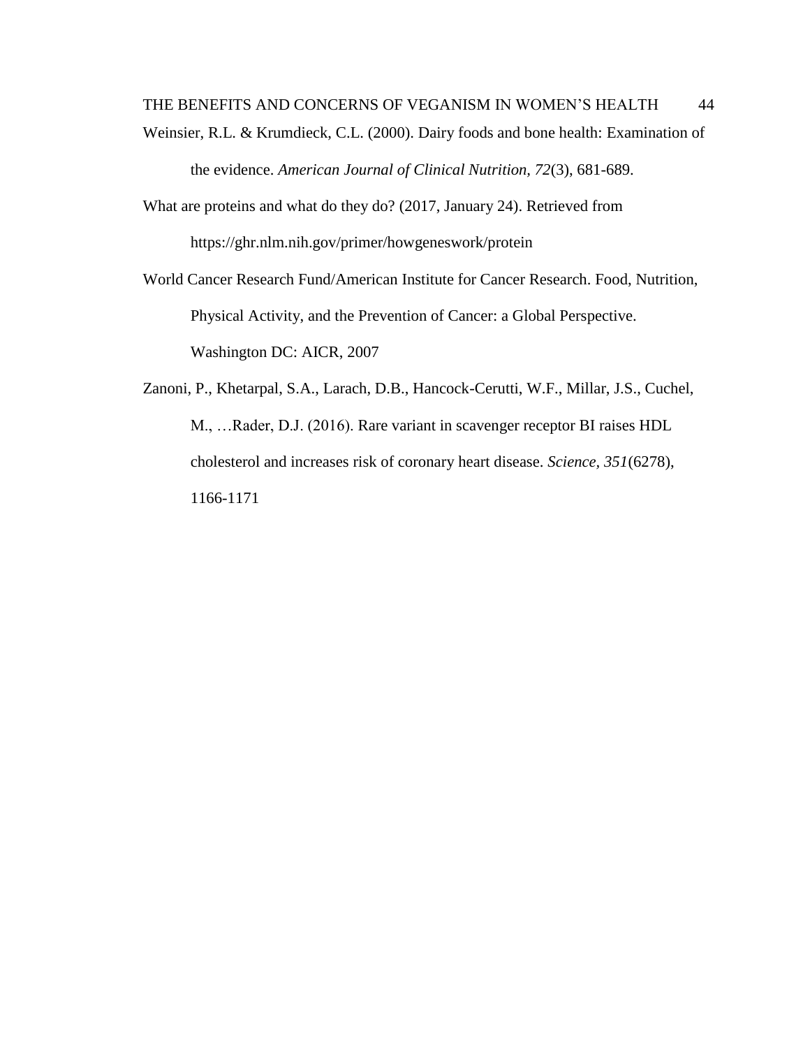Weinsier, R.L. & Krumdieck, C.L. (2000). Dairy foods and bone health: Examination of the evidence. *American Journal of Clinical Nutrition, 72*(3), 681-689.

What are proteins and what do they do? (2017, January 24). Retrieved from https://ghr.nlm.nih.gov/primer/howgeneswork/protein

World Cancer Research Fund/American Institute for Cancer Research. Food, Nutrition, Physical Activity, and the Prevention of Cancer: a Global Perspective. Washington DC: AICR, 2007

Zanoni, P., Khetarpal, S.A., Larach, D.B., Hancock-Cerutti, W.F., Millar, J.S., Cuchel, M., …Rader, D.J. (2016). Rare variant in scavenger receptor BI raises HDL cholesterol and increases risk of coronary heart disease. *Science, 351*(6278), 1166-1171